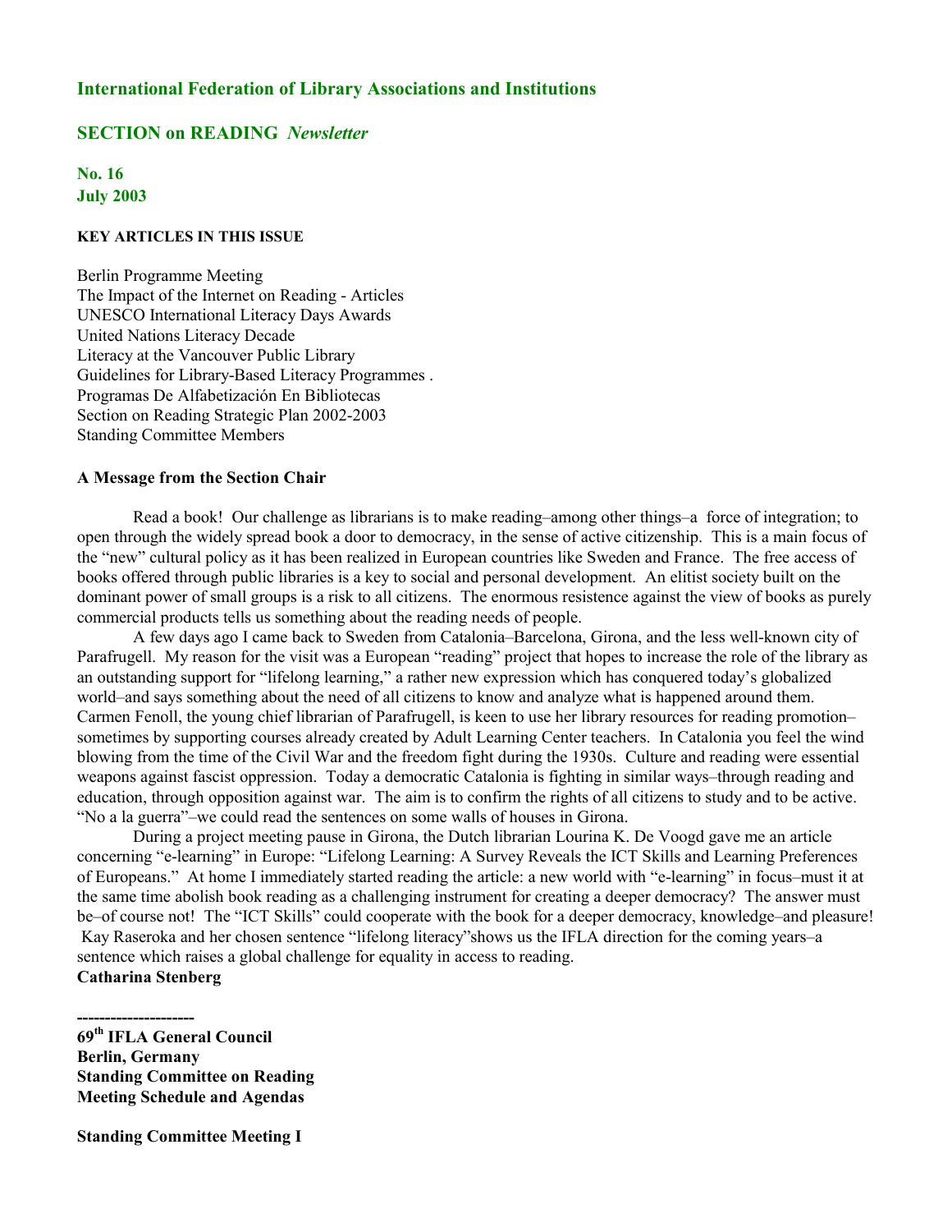**International Federation of Library Associations and Institutions**

**SECTION on READING** ***Newsletter***

**No. 16**
**July 2003**

**KEY ARTICLES IN THIS ISSUE**

Berlin Programme Meeting
The Impact of the Internet on Reading - Articles
UNESCO International Literacy Days Awards
United Nations Literacy Decade
Literacy at the Vancouver Public Library
Guidelines for Library-Based Literacy Programmes .
Programas De Alfabetización En Bibliotecas
Section on Reading Strategic Plan 2002-2003
Standing Committee Members

**A Message from the Section Chair**

Read a book! Our challenge as librarians is to make reading–among other things–a force of integration; to open through the widely spread book a door to democracy, in the sense of active citizenship. This is a main focus of the "new" cultural policy as it has been realized in European countries like Sweden and France. The free access of books offered through public libraries is a key to social and personal development. An elitist society built on the dominant power of small groups is a risk to all citizens. The enormous resistence against the view of books as purely commercial products tells us something about the reading needs of people.

A few days ago I came back to Sweden from Catalonia–Barcelona, Girona, and the less well-known city of Parafrugell. My reason for the visit was a European "reading" project that hopes to increase the role of the library as an outstanding support for "lifelong learning," a rather new expression which has conquered today's globalized world–and says something about the need of all citizens to know and analyze what is happened around them. Carmen Fenoll, the young chief librarian of Parafrugell, is keen to use her library resources for reading promotion–sometimes by supporting courses already created by Adult Learning Center teachers. In Catalonia you feel the wind blowing from the time of the Civil War and the freedom fight during the 1930s. Culture and reading were essential weapons against fascist oppression. Today a democratic Catalonia is fighting in similar ways–through reading and education, through opposition against war. The aim is to confirm the rights of all citizens to study and to be active. "No a la guerra"–we could read the sentences on some walls of houses in Girona.

During a project meeting pause in Girona, the Dutch librarian Lourina K. De Voogd gave me an article concerning "e-learning" in Europe: "Lifelong Learning: A Survey Reveals the ICT Skills and Learning Preferences of Europeans." At home I immediately started reading the article: a new world with "e-learning" in focus–must it at the same time abolish book reading as a challenging instrument for creating a deeper democracy? The answer must be–of course not! The "ICT Skills" could cooperate with the book for a deeper democracy, knowledge–and pleasure! Kay Raseroka and her chosen sentence "lifelong literacy"shows us the IFLA direction for the coming years–a sentence which raises a global challenge for equality in access to reading.

**Catharina Stenberg**

---------------------

**69th IFLA General Council**
**Berlin, Germany**
**Standing Committee on Reading**
**Meeting Schedule and Agendas**

**Standing Committee Meeting I**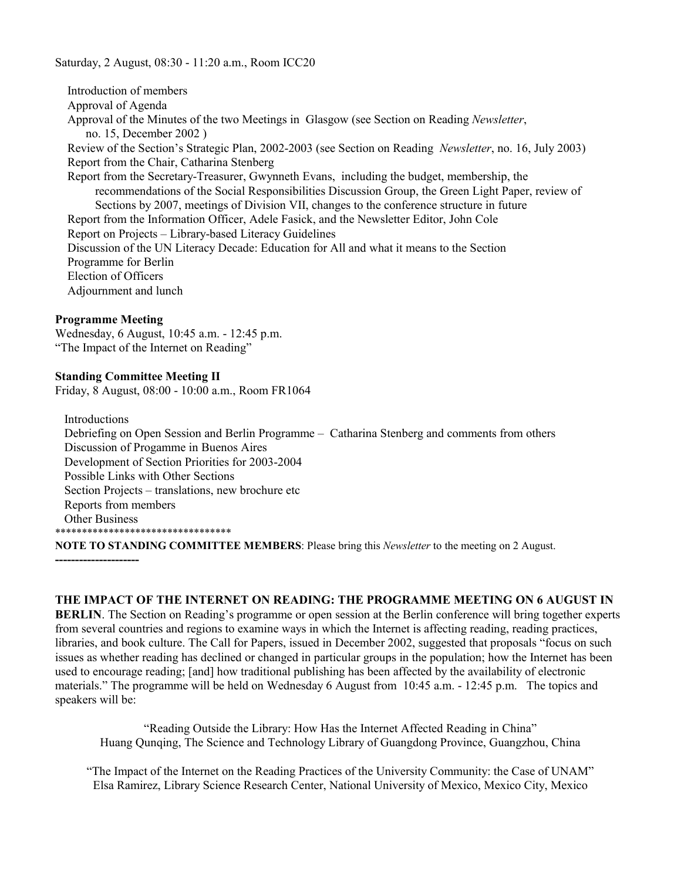Saturday, 2 August, 08:30 - 11:20 a.m., Room ICC20

- Introduction of members
- Approval of Agenda
- Approval of the Minutes of the two Meetings in Glasgow (see Section on Reading *Newsletter*, no. 15, December 2002 )
- Review of the Section's Strategic Plan, 2002-2003 (see Section on Reading *Newsletter*, no. 16, July 2003)
- Report from the Chair, Catharina Stenberg
- Report from the Secretary-Treasurer, Gwynneth Evans, including the budget, membership, the recommendations of the Social Responsibilities Discussion Group, the Green Light Paper, review of Sections by 2007, meetings of Division VII, changes to the conference structure in future
- Report from the Information Officer, Adele Fasick, and the Newsletter Editor, John Cole
- Report on Projects – Library-based Literacy Guidelines
- Discussion of the UN Literacy Decade: Education for All and what it means to the Section
- Programme for Berlin
- Election of Officers
- Adjournment and lunch

**Programme Meeting**
Wednesday, 6 August, 10:45 a.m. - 12:45 p.m.
"The Impact of the Internet on Reading"

**Standing Committee Meeting II**
Friday, 8 August, 08:00 - 10:00 a.m., Room FR1064

- Introductions
- Debriefing on Open Session and Berlin Programme – Catharina Stenberg and comments from others
- Discussion of Progamme in Buenos Aires
- Development of Section Priorities for 2003-2004
- Possible Links with Other Sections
- Section Projects – translations, new brochure etc
- Reports from members
- Other Business

*********************************

**NOTE TO STANDING COMMITTEE MEMBERS**: Please bring this *Newsletter* to the meeting on 2 August.

---------------------

**THE IMPACT OF THE INTERNET ON READING: THE PROGRAMME MEETING ON 6 AUGUST IN BERLIN**. The Section on Reading's programme or open session at the Berlin conference will bring together experts from several countries and regions to examine ways in which the Internet is affecting reading, reading practices, libraries, and book culture. The Call for Papers, issued in December 2002, suggested that proposals "focus on such issues as whether reading has declined or changed in particular groups in the population; how the Internet has been used to encourage reading; [and] how traditional publishing has been affected by the availability of electronic materials." The programme will be held on Wednesday 6 August from 10:45 a.m. - 12:45 p.m. The topics and speakers will be:

"Reading Outside the Library: How Has the Internet Affected Reading in China"
Huang Qunqing, The Science and Technology Library of Guangdong Province, Guangzhou, China

"The Impact of the Internet on the Reading Practices of the University Community: the Case of UNAM"
Elsa Ramirez, Library Science Research Center, National University of Mexico, Mexico City, Mexico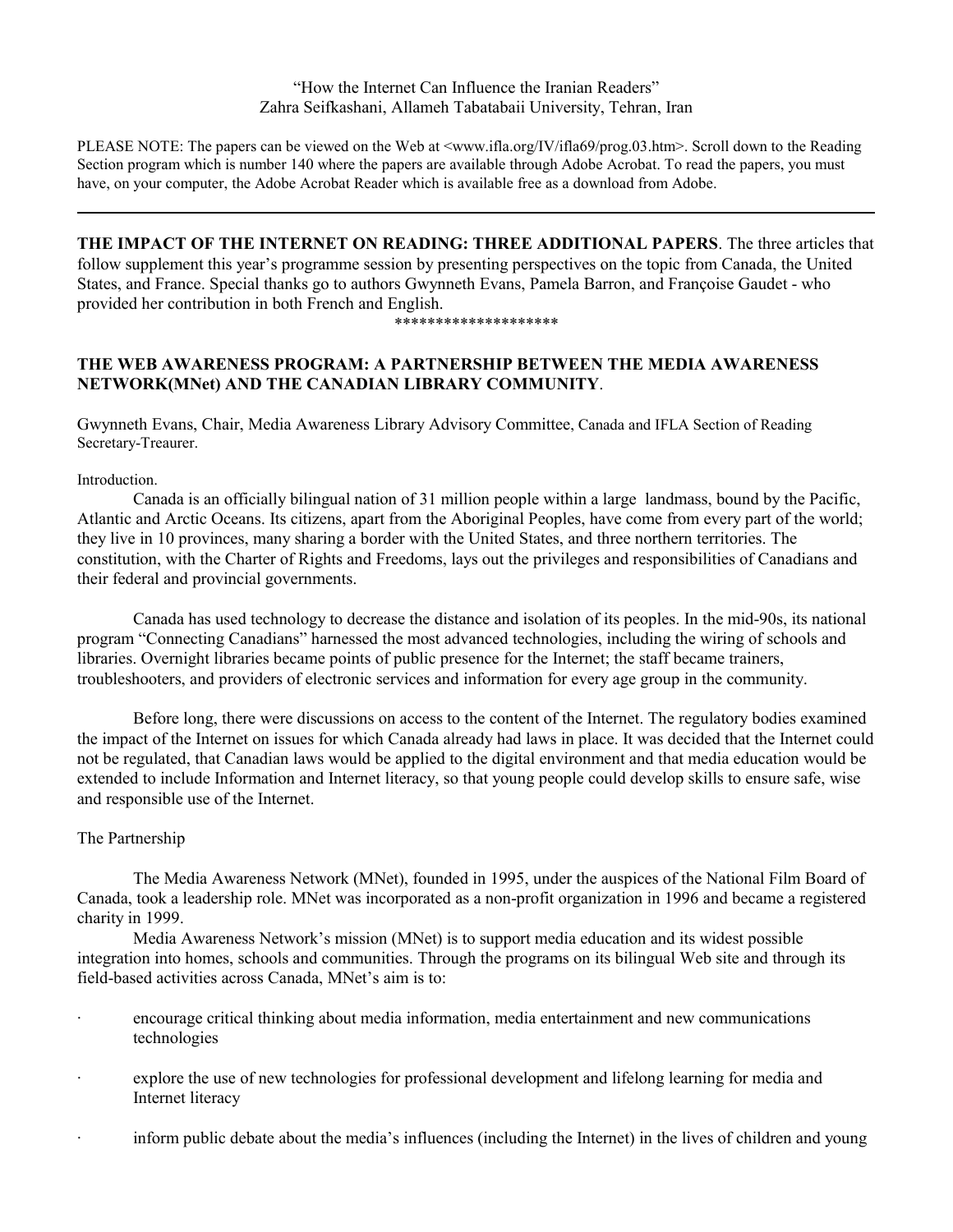"How the Internet Can Influence the Iranian Readers"
Zahra Seifkashani, Allameh Tabatabaii University, Tehran, Iran

PLEASE NOTE: The papers can be viewed on the Web at <www.ifla.org/IV/ifla69/prog.03.htm>. Scroll down to the Reading Section program which is number 140 where the papers are available through Adobe Acrobat. To read the papers, you must have, on your computer, the Adobe Acrobat Reader which is available free as a download from Adobe.

---

**THE IMPACT OF THE INTERNET ON READING: THREE ADDITIONAL PAPERS**. The three articles that follow supplement this year's programme session by presenting perspectives on the topic from Canada, the United States, and France. Special thanks go to authors Gwynneth Evans, Pamela Barron, and Françoise Gaudet - who provided her contribution in both French and English.

********************

## THE WEB AWARENESS PROGRAM: A PARTNERSHIP BETWEEN THE MEDIA AWARENESS NETWORK(MNet) AND THE CANADIAN LIBRARY COMMUNITY.

Gwynneth Evans, Chair, Media Awareness Library Advisory Committee, Canada and IFLA Section of Reading Secretary-Treaurer.

### Introduction.

Canada is an officially bilingual nation of 31 million people within a large landmass, bound by the Pacific, Atlantic and Arctic Oceans. Its citizens, apart from the Aboriginal Peoples, have come from every part of the world; they live in 10 provinces, many sharing a border with the United States, and three northern territories. The constitution, with the Charter of Rights and Freedoms, lays out the privileges and responsibilities of Canadians and their federal and provincial governments.

Canada has used technology to decrease the distance and isolation of its peoples. In the mid-90s, its national program "Connecting Canadians" harnessed the most advanced technologies, including the wiring of schools and libraries. Overnight libraries became points of public presence for the Internet; the staff became trainers, troubleshooters, and providers of electronic services and information for every age group in the community.

Before long, there were discussions on access to the content of the Internet. The regulatory bodies examined the impact of the Internet on issues for which Canada already had laws in place. It was decided that the Internet could not be regulated, that Canadian laws would be applied to the digital environment and that media education would be extended to include Information and Internet literacy, so that young people could develop skills to ensure safe, wise and responsible use of the Internet.

### The Partnership

The Media Awareness Network (MNet), founded in 1995, under the auspices of the National Film Board of Canada, took a leadership role. MNet was incorporated as a non-profit organization in 1996 and became a registered charity in 1999.

Media Awareness Network's mission (MNet) is to support media education and its widest possible integration into homes, schools and communities. Through the programs on its bilingual Web site and through its field-based activities across Canada, MNet's aim is to:

- encourage critical thinking about media information, media entertainment and new communications technologies
- explore the use of new technologies for professional development and lifelong learning for media and Internet literacy
- inform public debate about the media's influences (including the Internet) in the lives of children and young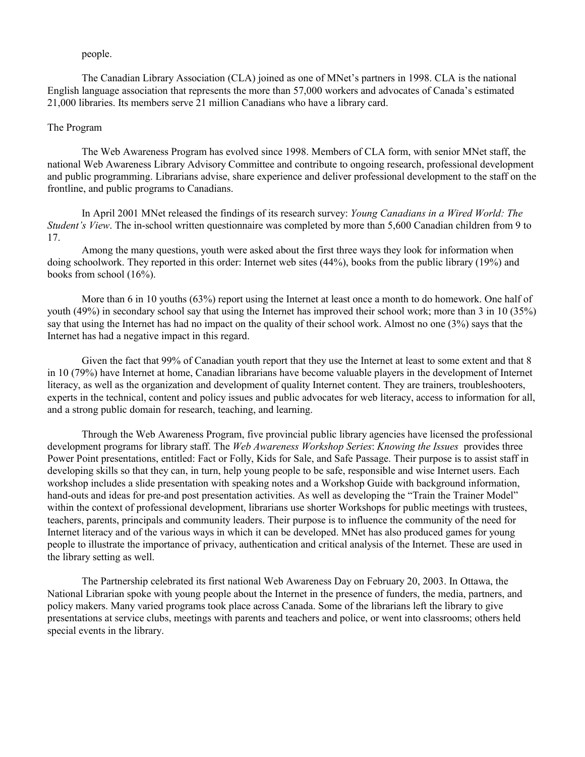people.

The Canadian Library Association (CLA) joined as one of MNet's partners in 1998. CLA is the national English language association that represents the more than 57,000 workers and advocates of Canada's estimated 21,000 libraries. Its members serve 21 million Canadians who have a library card.

## The Program

The Web Awareness Program has evolved since 1998. Members of CLA form, with senior MNet staff, the national Web Awareness Library Advisory Committee and contribute to ongoing research, professional development and public programming. Librarians advise, share experience and deliver professional development to the staff on the frontline, and public programs to Canadians.

In April 2001 MNet released the findings of its research survey: *Young Canadians in a Wired World: The Student's View*. The in-school written questionnaire was completed by more than 5,600 Canadian children from 9 to 17.

Among the many questions, youth were asked about the first three ways they look for information when doing schoolwork. They reported in this order: Internet web sites (44%), books from the public library (19%) and books from school (16%).

More than 6 in 10 youths (63%) report using the Internet at least once a month to do homework. One half of youth (49%) in secondary school say that using the Internet has improved their school work; more than 3 in 10 (35%) say that using the Internet has had no impact on the quality of their school work. Almost no one (3%) says that the Internet has had a negative impact in this regard.

Given the fact that 99% of Canadian youth report that they use the Internet at least to some extent and that 8 in 10 (79%) have Internet at home, Canadian librarians have become valuable players in the development of Internet literacy, as well as the organization and development of quality Internet content. They are trainers, troubleshooters, experts in the technical, content and policy issues and public advocates for web literacy, access to information for all, and a strong public domain for research, teaching, and learning.

Through the Web Awareness Program, five provincial public library agencies have licensed the professional development programs for library staff. The *Web Awareness Workshop Series*: *Knowing the Issues* provides three Power Point presentations, entitled: Fact or Folly, Kids for Sale, and Safe Passage. Their purpose is to assist staff in developing skills so that they can, in turn, help young people to be safe, responsible and wise Internet users. Each workshop includes a slide presentation with speaking notes and a Workshop Guide with background information, hand-outs and ideas for pre-and post presentation activities. As well as developing the "Train the Trainer Model" within the context of professional development, librarians use shorter Workshops for public meetings with trustees, teachers, parents, principals and community leaders. Their purpose is to influence the community of the need for Internet literacy and of the various ways in which it can be developed. MNet has also produced games for young people to illustrate the importance of privacy, authentication and critical analysis of the Internet. These are used in the library setting as well.

The Partnership celebrated its first national Web Awareness Day on February 20, 2003. In Ottawa, the National Librarian spoke with young people about the Internet in the presence of funders, the media, partners, and policy makers. Many varied programs took place across Canada. Some of the librarians left the library to give presentations at service clubs, meetings with parents and teachers and police, or went into classrooms; others held special events in the library.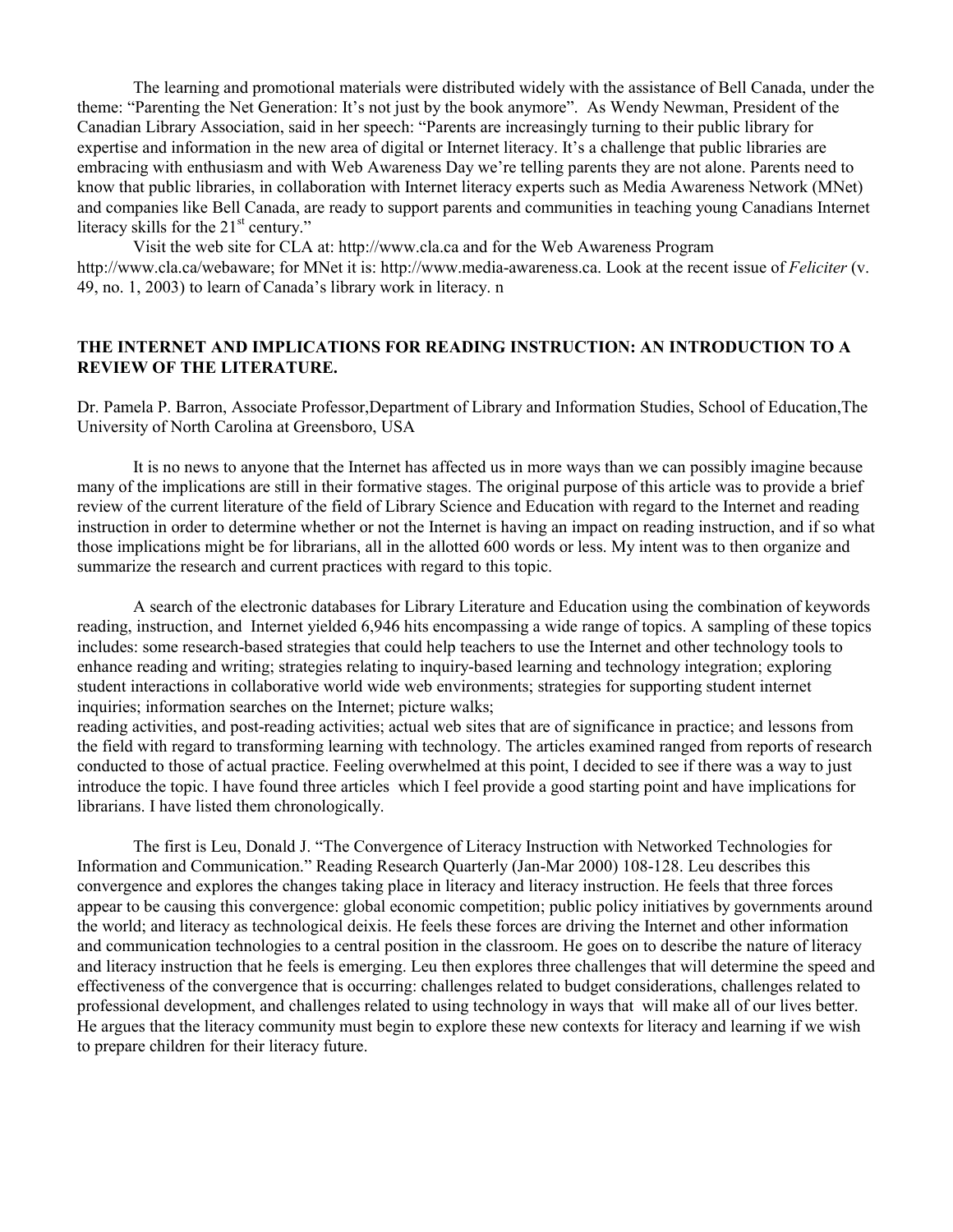The learning and promotional materials were distributed widely with the assistance of Bell Canada, under the theme: "Parenting the Net Generation: It's not just by the book anymore". As Wendy Newman, President of the Canadian Library Association, said in her speech: "Parents are increasingly turning to their public library for expertise and information in the new area of digital or Internet literacy. It's a challenge that public libraries are embracing with enthusiasm and with Web Awareness Day we're telling parents they are not alone. Parents need to know that public libraries, in collaboration with Internet literacy experts such as Media Awareness Network (MNet) and companies like Bell Canada, are ready to support parents and communities in teaching young Canadians Internet literacy skills for the 21st century."

Visit the web site for CLA at: http://www.cla.ca and for the Web Awareness Program http://www.cla.ca/webaware; for MNet it is: http://www.media-awareness.ca. Look at the recent issue of *Feliciter* (v. 49, no. 1, 2003) to learn of Canada's library work in literacy. n

## THE INTERNET AND IMPLICATIONS FOR READING INSTRUCTION: AN INTRODUCTION TO A REVIEW OF THE LITERATURE.

Dr. Pamela P. Barron, Associate Professor,Department of Library and Information Studies, School of Education,The University of North Carolina at Greensboro, USA

It is no news to anyone that the Internet has affected us in more ways than we can possibly imagine because many of the implications are still in their formative stages. The original purpose of this article was to provide a brief review of the current literature of the field of Library Science and Education with regard to the Internet and reading instruction in order to determine whether or not the Internet is having an impact on reading instruction, and if so what those implications might be for librarians, all in the allotted 600 words or less. My intent was to then organize and summarize the research and current practices with regard to this topic.

A search of the electronic databases for Library Literature and Education using the combination of keywords reading, instruction, and Internet yielded 6,946 hits encompassing a wide range of topics. A sampling of these topics includes: some research-based strategies that could help teachers to use the Internet and other technology tools to enhance reading and writing; strategies relating to inquiry-based learning and technology integration; exploring student interactions in collaborative world wide web environments; strategies for supporting student internet inquiries; information searches on the Internet; picture walks;
reading activities, and post-reading activities; actual web sites that are of significance in practice; and lessons from the field with regard to transforming learning with technology. The articles examined ranged from reports of research conducted to those of actual practice. Feeling overwhelmed at this point, I decided to see if there was a way to just introduce the topic. I have found three articles which I feel provide a good starting point and have implications for librarians. I have listed them chronologically.

The first is Leu, Donald J. "The Convergence of Literacy Instruction with Networked Technologies for Information and Communication." Reading Research Quarterly (Jan-Mar 2000) 108-128. Leu describes this convergence and explores the changes taking place in literacy and literacy instruction. He feels that three forces appear to be causing this convergence: global economic competition; public policy initiatives by governments around the world; and literacy as technological deixis. He feels these forces are driving the Internet and other information and communication technologies to a central position in the classroom. He goes on to describe the nature of literacy and literacy instruction that he feels is emerging. Leu then explores three challenges that will determine the speed and effectiveness of the convergence that is occurring: challenges related to budget considerations, challenges related to professional development, and challenges related to using technology in ways that will make all of our lives better. He argues that the literacy community must begin to explore these new contexts for literacy and learning if we wish to prepare children for their literacy future.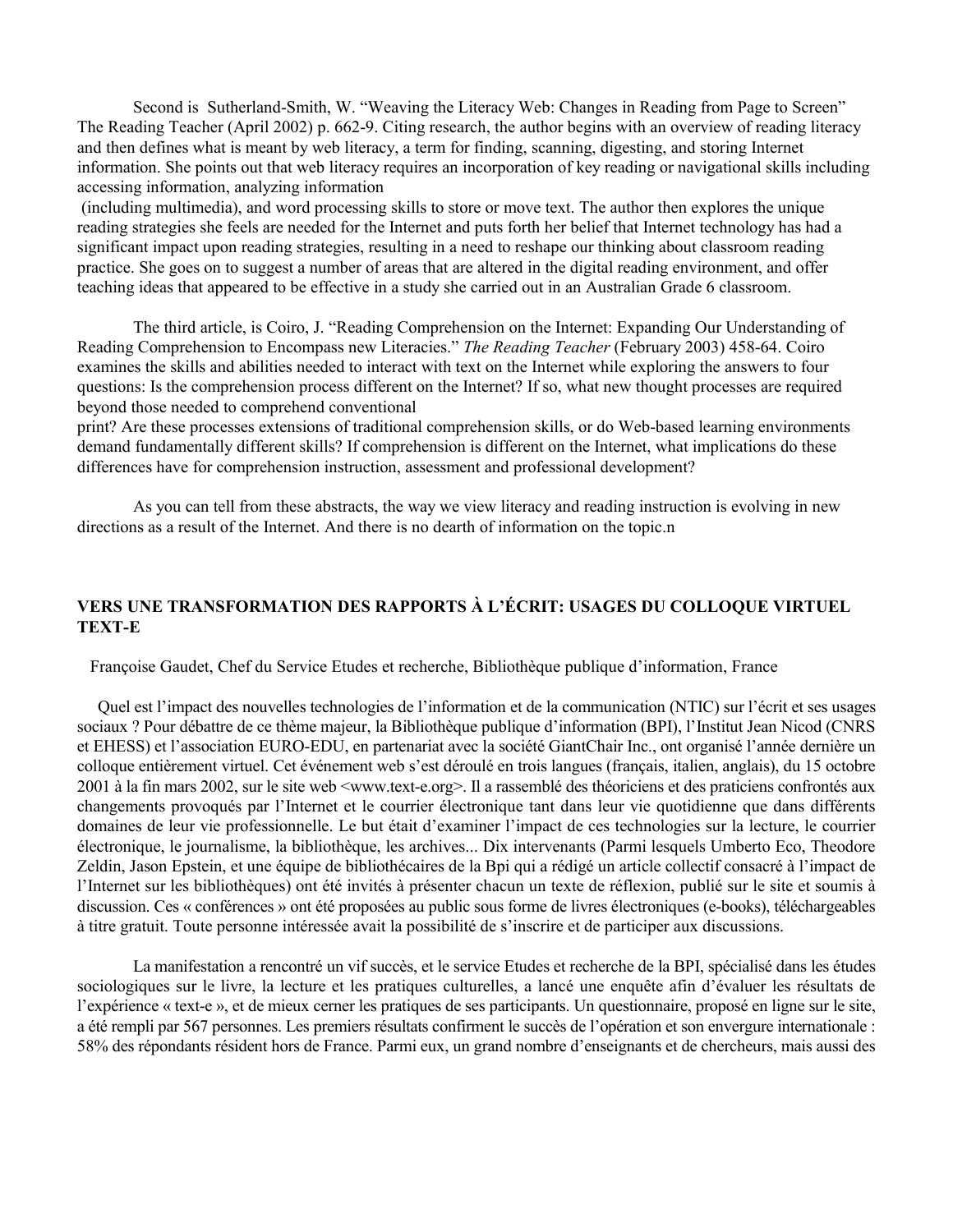Second is Sutherland-Smith, W. "Weaving the Literacy Web: Changes in Reading from Page to Screen" The Reading Teacher (April 2002) p. 662-9. Citing research, the author begins with an overview of reading literacy and then defines what is meant by web literacy, a term for finding, scanning, digesting, and storing Internet information. She points out that web literacy requires an incorporation of key reading or navigational skills including accessing information, analyzing information (including multimedia), and word processing skills to store or move text. The author then explores the unique reading strategies she feels are needed for the Internet and puts forth her belief that Internet technology has had a significant impact upon reading strategies, resulting in a need to reshape our thinking about classroom reading practice. She goes on to suggest a number of areas that are altered in the digital reading environment, and offer teaching ideas that appeared to be effective in a study she carried out in an Australian Grade 6 classroom.

The third article, is Coiro, J. "Reading Comprehension on the Internet: Expanding Our Understanding of Reading Comprehension to Encompass new Literacies." *The Reading Teacher* (February 2003) 458-64. Coiro examines the skills and abilities needed to interact with text on the Internet while exploring the answers to four questions: Is the comprehension process different on the Internet? If so, what new thought processes are required beyond those needed to comprehend conventional print? Are these processes extensions of traditional comprehension skills, or do Web-based learning environments demand fundamentally different skills? If comprehension is different on the Internet, what implications do these differences have for comprehension instruction, assessment and professional development?

As you can tell from these abstracts, the way we view literacy and reading instruction is evolving in new directions as a result of the Internet. And there is no dearth of information on the topic.n

## VERS UNE TRANSFORMATION DES RAPPORTS À L'ÉCRIT: USAGES DU COLLOQUE VIRTUEL TEXT-E

Françoise Gaudet, Chef du Service Etudes et recherche, Bibliothèque publique d'information, France

Quel est l'impact des nouvelles technologies de l'information et de la communication (NTIC) sur l'écrit et ses usages sociaux ? Pour débattre de ce thème majeur, la Bibliothèque publique d'information (BPI), l'Institut Jean Nicod (CNRS et EHESS) et l'association EURO-EDU, en partenariat avec la société GiantChair Inc., ont organisé l'année dernière un colloque entièrement virtuel. Cet événement web s'est déroulé en trois langues (français, italien, anglais), du 15 octobre 2001 à la fin mars 2002, sur le site web <www.text-e.org>. Il a rassemblé des théoriciens et des praticiens confrontés aux changements provoqués par l'Internet et le courrier électronique tant dans leur vie quotidienne que dans différents domaines de leur vie professionnelle. Le but était d'examiner l'impact de ces technologies sur la lecture, le courrier électronique, le journalisme, la bibliothèque, les archives... Dix intervenants (Parmi lesquels Umberto Eco, Theodore Zeldin, Jason Epstein, et une équipe de bibliothécaires de la Bpi qui a rédigé un article collectif consacré à l'impact de l'Internet sur les bibliothèques) ont été invités à présenter chacun un texte de réflexion, publié sur le site et soumis à discussion. Ces « conférences » ont été proposées au public sous forme de livres électroniques (e-books), téléchargeables à titre gratuit. Toute personne intéressée avait la possibilité de s'inscrire et de participer aux discussions.

La manifestation a rencontré un vif succès, et le service Etudes et recherche de la BPI, spécialisé dans les études sociologiques sur le livre, la lecture et les pratiques culturelles, a lancé une enquête afin d'évaluer les résultats de l'expérience « text-e », et de mieux cerner les pratiques de ses participants. Un questionnaire, proposé en ligne sur le site, a été rempli par 567 personnes. Les premiers résultats confirment le succès de l'opération et son envergure internationale : 58% des répondants résident hors de France. Parmi eux, un grand nombre d'enseignants et de chercheurs, mais aussi des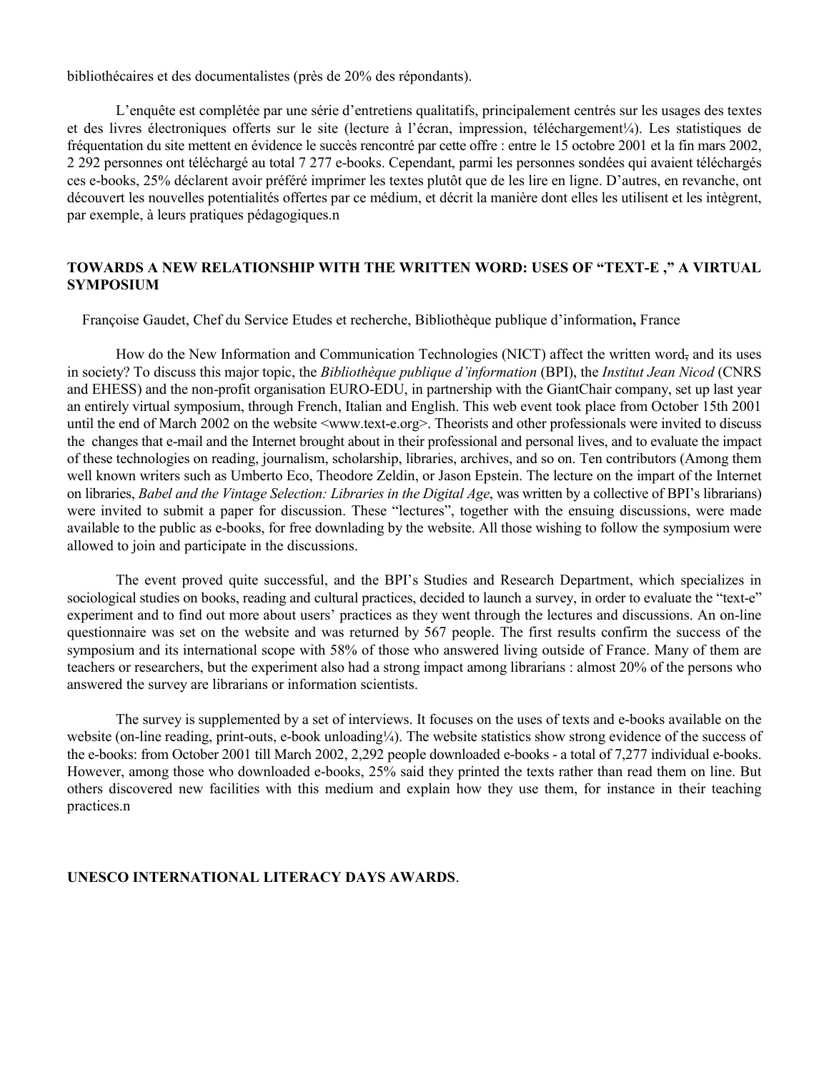bibliothécaires et des documentalistes (près de 20% des répondants).

L'enquête est complétée par une série d'entretiens qualitatifs, principalement centrés sur les usages des textes et des livres électroniques offerts sur le site (lecture à l'écran, impression, téléchargement¼). Les statistiques de fréquentation du site mettent en évidence le succès rencontré par cette offre : entre le 15 octobre 2001 et la fin mars 2002, 2 292 personnes ont téléchargé au total 7 277 e-books. Cependant, parmi les personnes sondées qui avaient téléchargés ces e-books, 25% déclarent avoir préféré imprimer les textes plutôt que de les lire en ligne. D'autres, en revanche, ont découvert les nouvelles potentialités offertes par ce médium, et décrit la manière dont elles les utilisent et les intègrent, par exemple, à leurs pratiques pédagogiques.n

## TOWARDS A NEW RELATIONSHIP WITH THE WRITTEN WORD: USES OF "TEXT-E ," A VIRTUAL SYMPOSIUM

Françoise Gaudet, Chef du Service Etudes et recherche, Bibliothèque publique d'information**,** France

How do the New Information and Communication Technologies (NICT) affect the written word, and its uses in society? To discuss this major topic, the *Bibliothèque publique d'information* (BPI), the *Institut Jean Nicod* (CNRS and EHESS) and the non-profit organisation EURO-EDU, in partnership with the GiantChair company, set up last year an entirely virtual symposium, through French, Italian and English. This web event took place from October 15th 2001 until the end of March 2002 on the website <www.text-e.org>. Theorists and other professionals were invited to discuss the changes that e-mail and the Internet brought about in their professional and personal lives, and to evaluate the impact of these technologies on reading, journalism, scholarship, libraries, archives, and so on. Ten contributors (Among them well known writers such as Umberto Eco, Theodore Zeldin, or Jason Epstein. The lecture on the impart of the Internet on libraries, *Babel and the Vintage Selection: Libraries in the Digital Age*, was written by a collective of BPI's librarians) were invited to submit a paper for discussion. These "lectures", together with the ensuing discussions, were made available to the public as e-books, for free downlading by the website. All those wishing to follow the symposium were allowed to join and participate in the discussions.

The event proved quite successful, and the BPI's Studies and Research Department, which specializes in sociological studies on books, reading and cultural practices, decided to launch a survey, in order to evaluate the "text-e" experiment and to find out more about users' practices as they went through the lectures and discussions. An on-line questionnaire was set on the website and was returned by 567 people. The first results confirm the success of the symposium and its international scope with 58% of those who answered living outside of France. Many of them are teachers or researchers, but the experiment also had a strong impact among librarians : almost 20% of the persons who answered the survey are librarians or information scientists.

The survey is supplemented by a set of interviews. It focuses on the uses of texts and e-books available on the website (on-line reading, print-outs, e-book unloading¼). The website statistics show strong evidence of the success of the e-books: from October 2001 till March 2002, 2,292 people downloaded e-books - a total of 7,277 individual e-books. However, among those who downloaded e-books, 25% said they printed the texts rather than read them on line. But others discovered new facilities with this medium and explain how they use them, for instance in their teaching practices.n

## UNESCO INTERNATIONAL LITERACY DAYS AWARDS.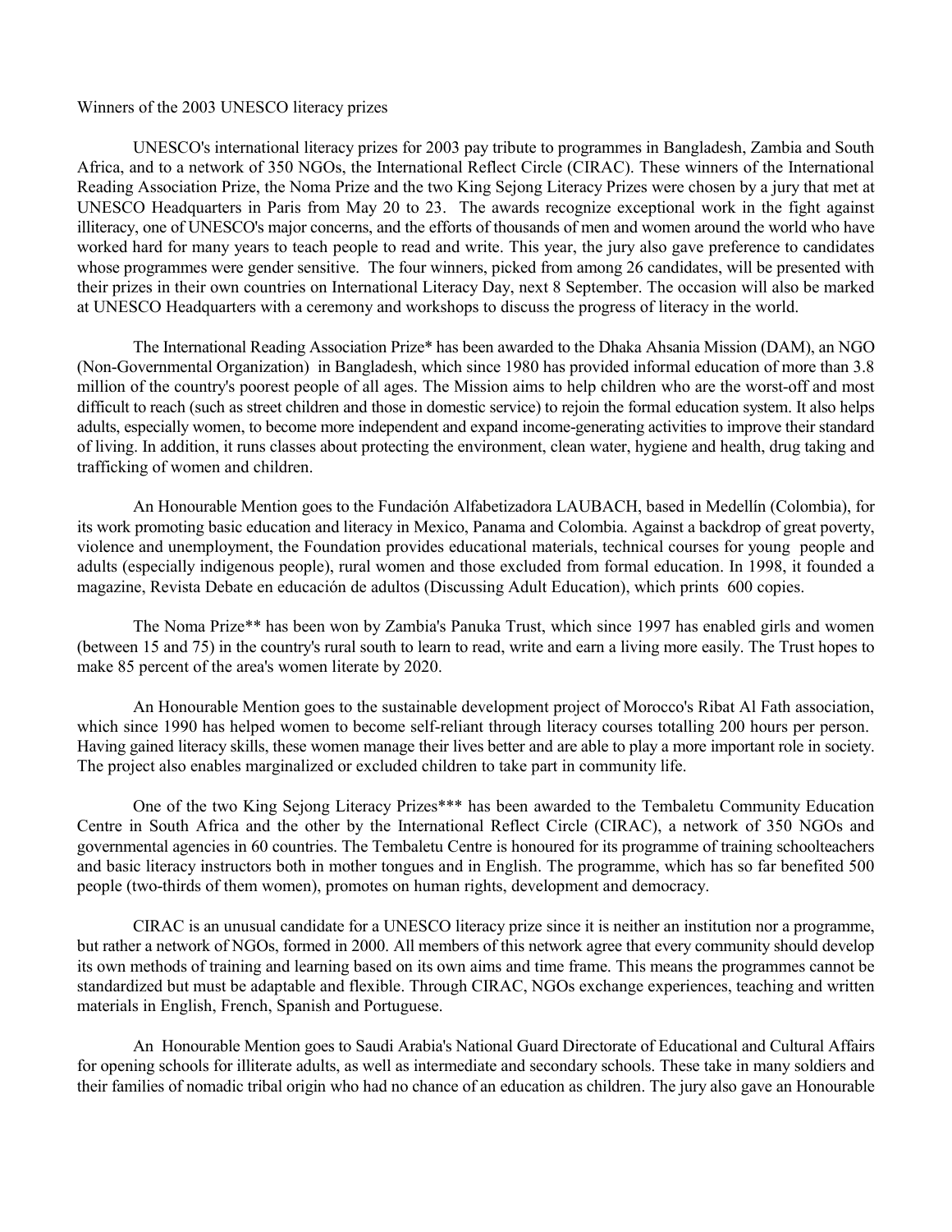Winners of the 2003 UNESCO literacy prizes

UNESCO's international literacy prizes for 2003 pay tribute to programmes in Bangladesh, Zambia and South Africa, and to a network of 350 NGOs, the International Reflect Circle (CIRAC). These winners of the International Reading Association Prize, the Noma Prize and the two King Sejong Literacy Prizes were chosen by a jury that met at UNESCO Headquarters in Paris from May 20 to 23. The awards recognize exceptional work in the fight against illiteracy, one of UNESCO's major concerns, and the efforts of thousands of men and women around the world who have worked hard for many years to teach people to read and write. This year, the jury also gave preference to candidates whose programmes were gender sensitive. The four winners, picked from among 26 candidates, will be presented with their prizes in their own countries on International Literacy Day, next 8 September. The occasion will also be marked at UNESCO Headquarters with a ceremony and workshops to discuss the progress of literacy in the world.

The International Reading Association Prize* has been awarded to the Dhaka Ahsania Mission (DAM), an NGO (Non-Governmental Organization) in Bangladesh, which since 1980 has provided informal education of more than 3.8 million of the country's poorest people of all ages. The Mission aims to help children who are the worst-off and most difficult to reach (such as street children and those in domestic service) to rejoin the formal education system. It also helps adults, especially women, to become more independent and expand income-generating activities to improve their standard of living. In addition, it runs classes about protecting the environment, clean water, hygiene and health, drug taking and trafficking of women and children.

An Honourable Mention goes to the Fundación Alfabetizadora LAUBACH, based in Medellín (Colombia), for its work promoting basic education and literacy in Mexico, Panama and Colombia. Against a backdrop of great poverty, violence and unemployment, the Foundation provides educational materials, technical courses for young people and adults (especially indigenous people), rural women and those excluded from formal education. In 1998, it founded a magazine, Revista Debate en educación de adultos (Discussing Adult Education), which prints 600 copies.

The Noma Prize** has been won by Zambia's Panuka Trust, which since 1997 has enabled girls and women (between 15 and 75) in the country's rural south to learn to read, write and earn a living more easily. The Trust hopes to make 85 percent of the area's women literate by 2020.

An Honourable Mention goes to the sustainable development project of Morocco's Ribat Al Fath association, which since 1990 has helped women to become self-reliant through literacy courses totalling 200 hours per person. Having gained literacy skills, these women manage their lives better and are able to play a more important role in society. The project also enables marginalized or excluded children to take part in community life.

One of the two King Sejong Literacy Prizes*** has been awarded to the Tembaletu Community Education Centre in South Africa and the other by the International Reflect Circle (CIRAC), a network of 350 NGOs and governmental agencies in 60 countries. The Tembaletu Centre is honoured for its programme of training schoolteachers and basic literacy instructors both in mother tongues and in English. The programme, which has so far benefited 500 people (two-thirds of them women), promotes on human rights, development and democracy.

CIRAC is an unusual candidate for a UNESCO literacy prize since it is neither an institution nor a programme, but rather a network of NGOs, formed in 2000. All members of this network agree that every community should develop its own methods of training and learning based on its own aims and time frame. This means the programmes cannot be standardized but must be adaptable and flexible. Through CIRAC, NGOs exchange experiences, teaching and written materials in English, French, Spanish and Portuguese.

An Honourable Mention goes to Saudi Arabia's National Guard Directorate of Educational and Cultural Affairs for opening schools for illiterate adults, as well as intermediate and secondary schools. These take in many soldiers and their families of nomadic tribal origin who had no chance of an education as children. The jury also gave an Honourable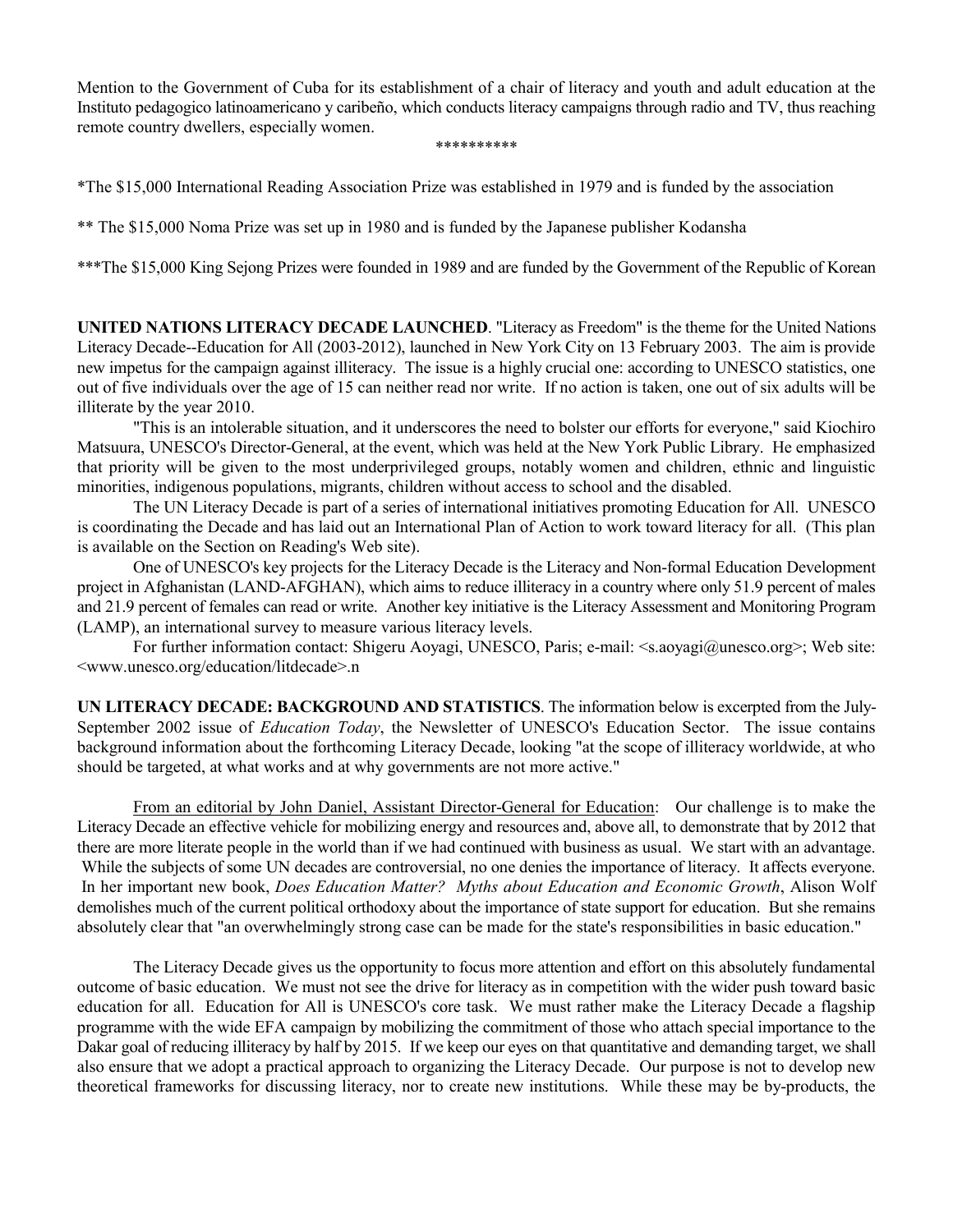Mention to the Government of Cuba for its establishment of a chair of literacy and youth and adult education at the Instituto pedagogico latinoamericano y caribeño, which conducts literacy campaigns through radio and TV, thus reaching remote country dwellers, especially women.

**********

*The $15,000 International Reading Association Prize was established in 1979 and is funded by the association

** The $15,000 Noma Prize was set up in 1980 and is funded by the Japanese publisher Kodansha

***The $15,000 King Sejong Prizes were founded in 1989 and are funded by the Government of the Republic of Korean

**UNITED NATIONS LITERACY DECADE LAUNCHED**. "Literacy as Freedom" is the theme for the United Nations Literacy Decade--Education for All (2003-2012), launched in New York City on 13 February 2003. The aim is provide new impetus for the campaign against illiteracy. The issue is a highly crucial one: according to UNESCO statistics, one out of five individuals over the age of 15 can neither read nor write. If no action is taken, one out of six adults will be illiterate by the year 2010.

"This is an intolerable situation, and it underscores the need to bolster our efforts for everyone," said Kiochiro Matsuura, UNESCO's Director-General, at the event, which was held at the New York Public Library. He emphasized that priority will be given to the most underprivileged groups, notably women and children, ethnic and linguistic minorities, indigenous populations, migrants, children without access to school and the disabled.

The UN Literacy Decade is part of a series of international initiatives promoting Education for All. UNESCO is coordinating the Decade and has laid out an International Plan of Action to work toward literacy for all. (This plan is available on the Section on Reading's Web site).

One of UNESCO's key projects for the Literacy Decade is the Literacy and Non-formal Education Development project in Afghanistan (LAND-AFGHAN), which aims to reduce illiteracy in a country where only 51.9 percent of males and 21.9 percent of females can read or write. Another key initiative is the Literacy Assessment and Monitoring Program (LAMP), an international survey to measure various literacy levels.

For further information contact: Shigeru Aoyagi, UNESCO, Paris; e-mail: <s.aoyagi@unesco.org>; Web site: <www.unesco.org/education/litdecade>.n

**UN LITERACY DECADE: BACKGROUND AND STATISTICS**. The information below is excerpted from the July-September 2002 issue of *Education Today*, the Newsletter of UNESCO's Education Sector. The issue contains background information about the forthcoming Literacy Decade, looking "at the scope of illiteracy worldwide, at who should be targeted, at what works and at why governments are not more active."

From an editorial by John Daniel, Assistant Director-General for Education: Our challenge is to make the Literacy Decade an effective vehicle for mobilizing energy and resources and, above all, to demonstrate that by 2012 that there are more literate people in the world than if we had continued with business as usual. We start with an advantage. While the subjects of some UN decades are controversial, no one denies the importance of literacy. It affects everyone. In her important new book, *Does Education Matter? Myths about Education and Economic Growth*, Alison Wolf demolishes much of the current political orthodoxy about the importance of state support for education. But she remains absolutely clear that "an overwhelmingly strong case can be made for the state's responsibilities in basic education."

The Literacy Decade gives us the opportunity to focus more attention and effort on this absolutely fundamental outcome of basic education. We must not see the drive for literacy as in competition with the wider push toward basic education for all. Education for All is UNESCO's core task. We must rather make the Literacy Decade a flagship programme with the wide EFA campaign by mobilizing the commitment of those who attach special importance to the Dakar goal of reducing illiteracy by half by 2015. If we keep our eyes on that quantitative and demanding target, we shall also ensure that we adopt a practical approach to organizing the Literacy Decade. Our purpose is not to develop new theoretical frameworks for discussing literacy, nor to create new institutions. While these may be by-products, the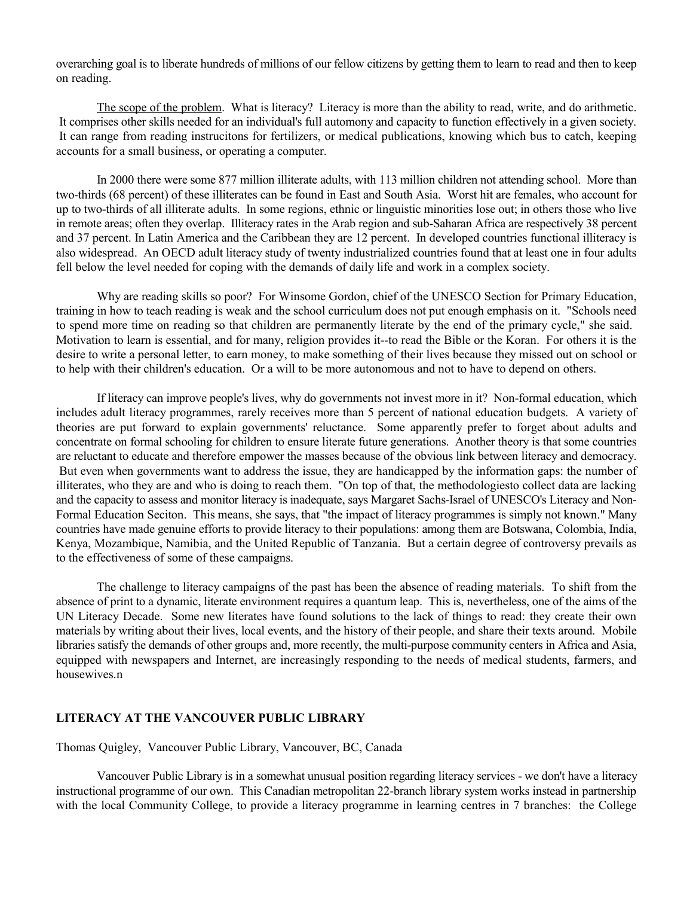overarching goal is to liberate hundreds of millions of our fellow citizens by getting them to learn to read and then to keep on reading.

The scope of the problem. What is literacy? Literacy is more than the ability to read, write, and do arithmetic. It comprises other skills needed for an individual's full automony and capacity to function effectively in a given society. It can range from reading instrucitons for fertilizers, or medical publications, knowing which bus to catch, keeping accounts for a small business, or operating a computer.

In 2000 there were some 877 million illiterate adults, with 113 million children not attending school. More than two-thirds (68 percent) of these illiterates can be found in East and South Asia. Worst hit are females, who account for up to two-thirds of all illiterate adults. In some regions, ethnic or linguistic minorities lose out; in others those who live in remote areas; often they overlap. Illiteracy rates in the Arab region and sub-Saharan Africa are respectively 38 percent and 37 percent. In Latin America and the Caribbean they are 12 percent. In developed countries functional illiteracy is also widespread. An OECD adult literacy study of twenty industrialized countries found that at least one in four adults fell below the level needed for coping with the demands of daily life and work in a complex society.

Why are reading skills so poor? For Winsome Gordon, chief of the UNESCO Section for Primary Education, training in how to teach reading is weak and the school curriculum does not put enough emphasis on it. "Schools need to spend more time on reading so that children are permanently literate by the end of the primary cycle," she said. Motivation to learn is essential, and for many, religion provides it--to read the Bible or the Koran. For others it is the desire to write a personal letter, to earn money, to make something of their lives because they missed out on school or to help with their children's education. Or a will to be more autonomous and not to have to depend on others.

If literacy can improve people's lives, why do governments not invest more in it? Non-formal education, which includes adult literacy programmes, rarely receives more than 5 percent of national education budgets. A variety of theories are put forward to explain governments' reluctance. Some apparently prefer to forget about adults and concentrate on formal schooling for children to ensure literate future generations. Another theory is that some countries are reluctant to educate and therefore empower the masses because of the obvious link between literacy and democracy. But even when governments want to address the issue, they are handicapped by the information gaps: the number of illiterates, who they are and who is doing to reach them. "On top of that, the methodologiesto collect data are lacking and the capacity to assess and monitor literacy is inadequate, says Margaret Sachs-Israel of UNESCO's Literacy and Non-Formal Education Seciton. This means, she says, that "the impact of literacy programmes is simply not known." Many countries have made genuine efforts to provide literacy to their populations: among them are Botswana, Colombia, India, Kenya, Mozambique, Namibia, and the United Republic of Tanzania. But a certain degree of controversy prevails as to the effectiveness of some of these campaigns.

The challenge to literacy campaigns of the past has been the absence of reading materials. To shift from the absence of print to a dynamic, literate environment requires a quantum leap. This is, nevertheless, one of the aims of the UN Literacy Decade. Some new literates have found solutions to the lack of things to read: they create their own materials by writing about their lives, local events, and the history of their people, and share their texts around. Mobile libraries satisfy the demands of other groups and, more recently, the multi-purpose community centers in Africa and Asia, equipped with newspapers and Internet, are increasingly responding to the needs of medical students, farmers, and housewives.n

## LITERACY AT THE VANCOUVER PUBLIC LIBRARY

Thomas Quigley, Vancouver Public Library, Vancouver, BC, Canada

Vancouver Public Library is in a somewhat unusual position regarding literacy services - we don't have a literacy instructional programme of our own. This Canadian metropolitan 22-branch library system works instead in partnership with the local Community College, to provide a literacy programme in learning centres in 7 branches: the College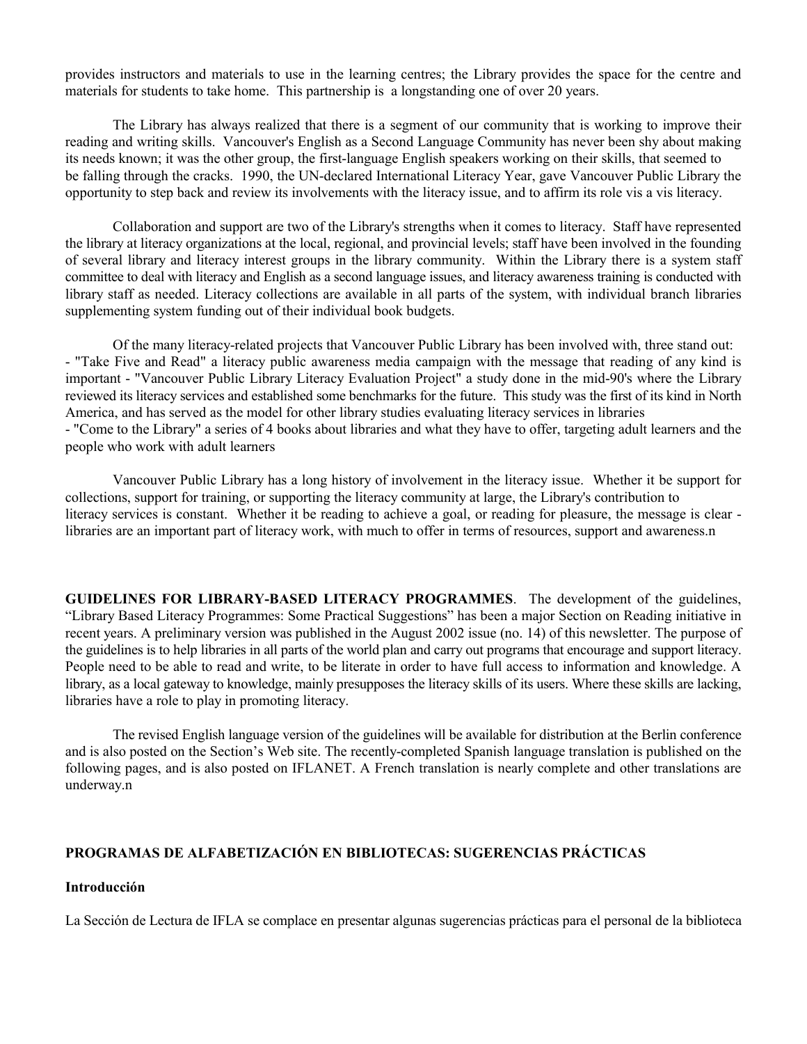provides instructors and materials to use in the learning centres; the Library provides the space for the centre and materials for students to take home. This partnership is a longstanding one of over 20 years.

The Library has always realized that there is a segment of our community that is working to improve their reading and writing skills. Vancouver's English as a Second Language Community has never been shy about making its needs known; it was the other group, the first-language English speakers working on their skills, that seemed to be falling through the cracks. 1990, the UN-declared International Literacy Year, gave Vancouver Public Library the opportunity to step back and review its involvements with the literacy issue, and to affirm its role vis a vis literacy.

Collaboration and support are two of the Library's strengths when it comes to literacy. Staff have represented the library at literacy organizations at the local, regional, and provincial levels; staff have been involved in the founding of several library and literacy interest groups in the library community. Within the Library there is a system staff committee to deal with literacy and English as a second language issues, and literacy awareness training is conducted with library staff as needed. Literacy collections are available in all parts of the system, with individual branch libraries supplementing system funding out of their individual book budgets.

Of the many literacy-related projects that Vancouver Public Library has been involved with, three stand out:
- "Take Five and Read" a literacy public awareness media campaign with the message that reading of any kind is important - "Vancouver Public Library Literacy Evaluation Project" a study done in the mid-90's where the Library reviewed its literacy services and established some benchmarks for the future. This study was the first of its kind in North America, and has served as the model for other library studies evaluating literacy services in libraries
- "Come to the Library" a series of 4 books about libraries and what they have to offer, targeting adult learners and the people who work with adult learners

Vancouver Public Library has a long history of involvement in the literacy issue. Whether it be support for collections, support for training, or supporting the literacy community at large, the Library's contribution to literacy services is constant. Whether it be reading to achieve a goal, or reading for pleasure, the message is clear - libraries are an important part of literacy work, with much to offer in terms of resources, support and awareness.n

**GUIDELINES FOR LIBRARY-BASED LITERACY PROGRAMMES**. The development of the guidelines, "Library Based Literacy Programmes: Some Practical Suggestions" has been a major Section on Reading initiative in recent years. A preliminary version was published in the August 2002 issue (no. 14) of this newsletter. The purpose of the guidelines is to help libraries in all parts of the world plan and carry out programs that encourage and support literacy. People need to be able to read and write, to be literate in order to have full access to information and knowledge. A library, as a local gateway to knowledge, mainly presupposes the literacy skills of its users. Where these skills are lacking, libraries have a role to play in promoting literacy.

The revised English language version of the guidelines will be available for distribution at the Berlin conference and is also posted on the Section's Web site. The recently-completed Spanish language translation is published on the following pages, and is also posted on IFLANET. A French translation is nearly complete and other translations are underway.n

## PROGRAMAS DE ALFABETIZACIÓN EN BIBLIOTECAS: SUGERENCIAS PRÁCTICAS

### Introducción

La Sección de Lectura de IFLA se complace en presentar algunas sugerencias prácticas para el personal de la biblioteca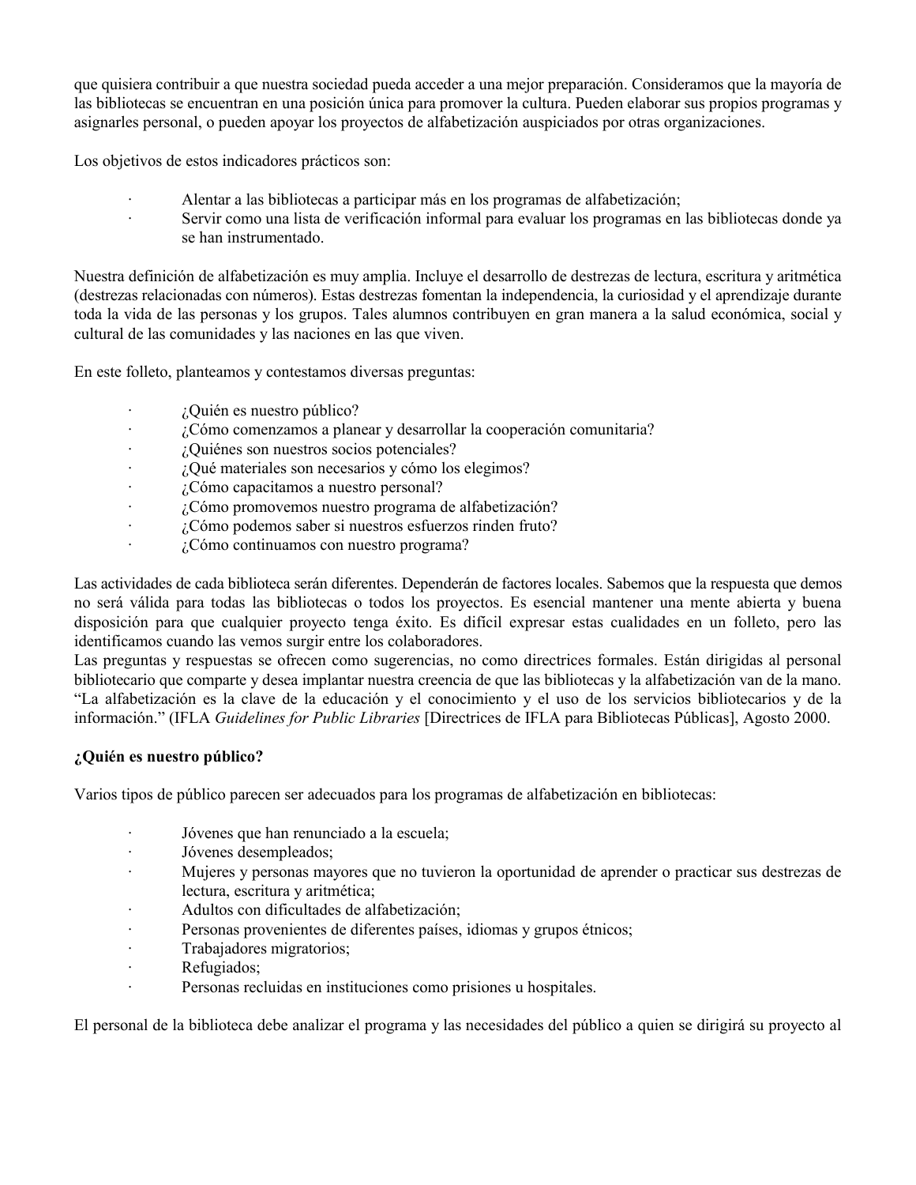que quisiera contribuir a que nuestra sociedad pueda acceder a una mejor preparación. Consideramos que la mayoría de las bibliotecas se encuentran en una posición única para promover la cultura. Pueden elaborar sus propios programas y asignarles personal, o pueden apoyar los proyectos de alfabetización auspiciados por otras organizaciones.

Los objetivos de estos indicadores prácticos son:

- Alentar a las bibliotecas a participar más en los programas de alfabetización;
- Servir como una lista de verificación informal para evaluar los programas en las bibliotecas donde ya se han instrumentado.

Nuestra definición de alfabetización es muy amplia. Incluye el desarrollo de destrezas de lectura, escritura y aritmética (destrezas relacionadas con números). Estas destrezas fomentan la independencia, la curiosidad y el aprendizaje durante toda la vida de las personas y los grupos. Tales alumnos contribuyen en gran manera a la salud económica, social y cultural de las comunidades y las naciones en las que viven.

En este folleto, planteamos y contestamos diversas preguntas:

- ¿Quién es nuestro público?
- ¿Cómo comenzamos a planear y desarrollar la cooperación comunitaria?
- ¿Quiénes son nuestros socios potenciales?
- ¿Qué materiales son necesarios y cómo los elegimos?
- ¿Cómo capacitamos a nuestro personal?
- ¿Cómo promovemos nuestro programa de alfabetización?
- ¿Cómo podemos saber si nuestros esfuerzos rinden fruto?
- ¿Cómo continuamos con nuestro programa?

Las actividades de cada biblioteca serán diferentes. Dependerán de factores locales. Sabemos que la respuesta que demos no será válida para todas las bibliotecas o todos los proyectos. Es esencial mantener una mente abierta y buena disposición para que cualquier proyecto tenga éxito. Es difícil expresar estas cualidades en un folleto, pero las identificamos cuando las vemos surgir entre los colaboradores.
Las preguntas y respuestas se ofrecen como sugerencias, no como directrices formales. Están dirigidas al personal bibliotecario que comparte y desea implantar nuestra creencia de que las bibliotecas y la alfabetización van de la mano. "La alfabetización es la clave de la educación y el conocimiento y el uso de los servicios bibliotecarios y de la información." (IFLA *Guidelines for Public Libraries* [Directrices de IFLA para Bibliotecas Públicas], Agosto 2000.

**¿Quién es nuestro público?**

Varios tipos de público parecen ser adecuados para los programas de alfabetización en bibliotecas:

- Jóvenes que han renunciado a la escuela;
- Jóvenes desempleados;
- Mujeres y personas mayores que no tuvieron la oportunidad de aprender o practicar sus destrezas de lectura, escritura y aritmética;
- Adultos con dificultades de alfabetización;
- Personas provenientes de diferentes países, idiomas y grupos étnicos;
- Trabajadores migratorios;
- Refugiados;
- Personas recluidas en instituciones como prisiones u hospitales.

El personal de la biblioteca debe analizar el programa y las necesidades del público a quien se dirigirá su proyecto al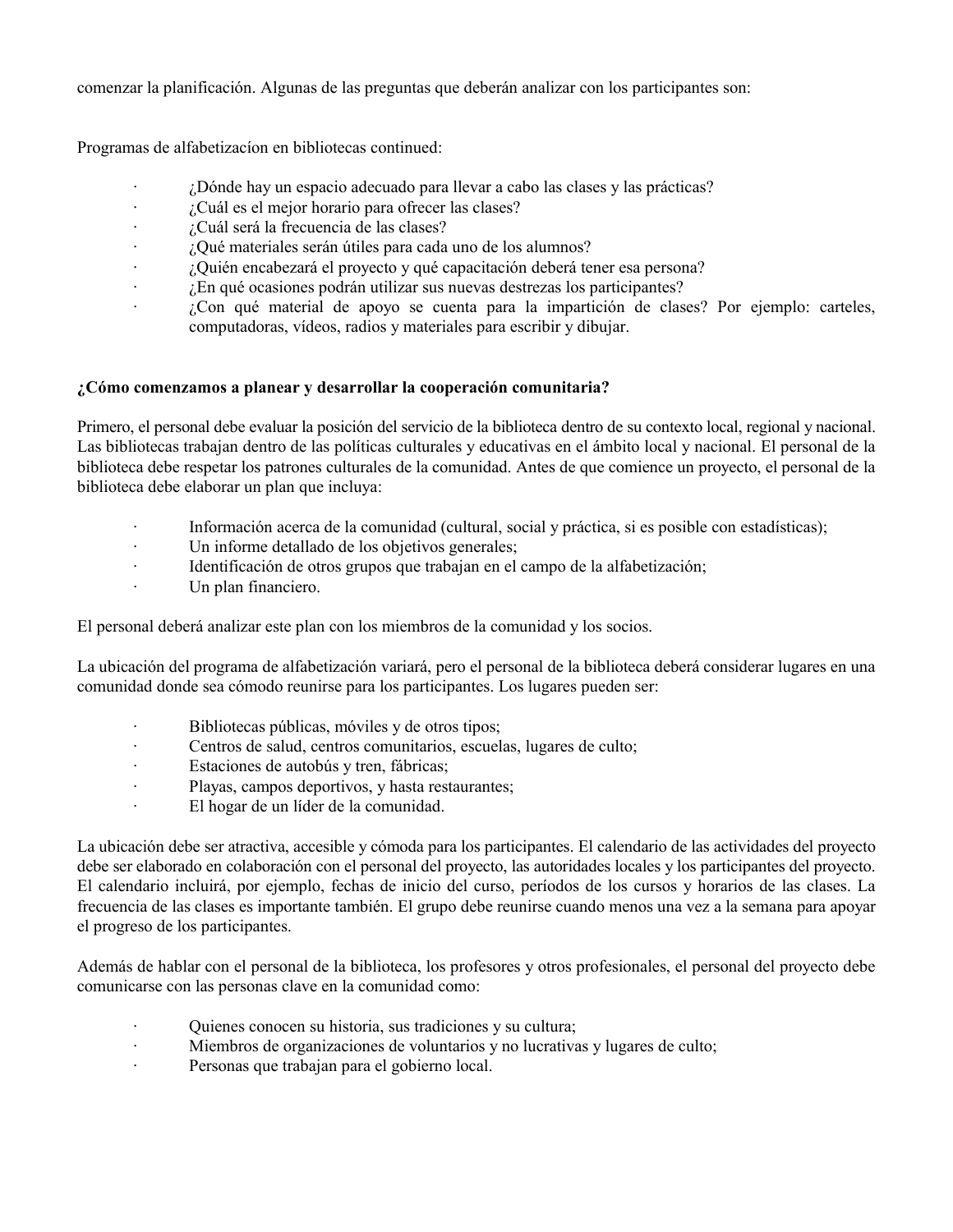comenzar la planificación. Algunas de las preguntas que deberán analizar con los participantes son:

Programas de alfabetizacíon en bibliotecas continued:

- ¿Dónde hay un espacio adecuado para llevar a cabo las clases y las prácticas?
- ¿Cuál es el mejor horario para ofrecer las clases?
- ¿Cuál será la frecuencia de las clases?
- ¿Qué materiales serán útiles para cada uno de los alumnos?
- ¿Quién encabezará el proyecto y qué capacitación deberá tener esa persona?
- ¿En qué ocasiones podrán utilizar sus nuevas destrezas los participantes?
- ¿Con qué material de apoyo se cuenta para la impartición de clases? Por ejemplo: carteles, computadoras, vídeos, radios y materiales para escribir y dibujar.

**¿Cómo comenzamos a planear y desarrollar la cooperación comunitaria?**

Primero, el personal debe evaluar la posición del servicio de la biblioteca dentro de su contexto local, regional y nacional. Las bibliotecas trabajan dentro de las políticas culturales y educativas en el ámbito local y nacional. El personal de la biblioteca debe respetar los patrones culturales de la comunidad. Antes de que comience un proyecto, el personal de la biblioteca debe elaborar un plan que incluya:

- Información acerca de la comunidad (cultural, social y práctica, si es posible con estadísticas);
- Un informe detallado de los objetivos generales;
- Identificación de otros grupos que trabajan en el campo de la alfabetización;
- Un plan financiero.

El personal deberá analizar este plan con los miembros de la comunidad y los socios.

La ubicación del programa de alfabetización variará, pero el personal de la biblioteca deberá considerar lugares en una comunidad donde sea cómodo reunirse para los participantes. Los lugares pueden ser:

- Bibliotecas públicas, móviles y de otros tipos;
- Centros de salud, centros comunitarios, escuelas, lugares de culto;
- Estaciones de autobús y tren, fábricas;
- Playas, campos deportivos, y hasta restaurantes;
- El hogar de un líder de la comunidad.

La ubicación debe ser atractiva, accesible y cómoda para los participantes. El calendario de las actividades del proyecto debe ser elaborado en colaboración con el personal del proyecto, las autoridades locales y los participantes del proyecto. El calendario incluirá, por ejemplo, fechas de inicio del curso, períodos de los cursos y horarios de las clases. La frecuencia de las clases es importante también. El grupo debe reunirse cuando menos una vez a la semana para apoyar el progreso de los participantes.

Además de hablar con el personal de la biblioteca, los profesores y otros profesionales, el personal del proyecto debe comunicarse con las personas clave en la comunidad como:

- Quienes conocen su historia, sus tradiciones y su cultura;
- Miembros de organizaciones de voluntarios y no lucrativas y lugares de culto;
- Personas que trabajan para el gobierno local.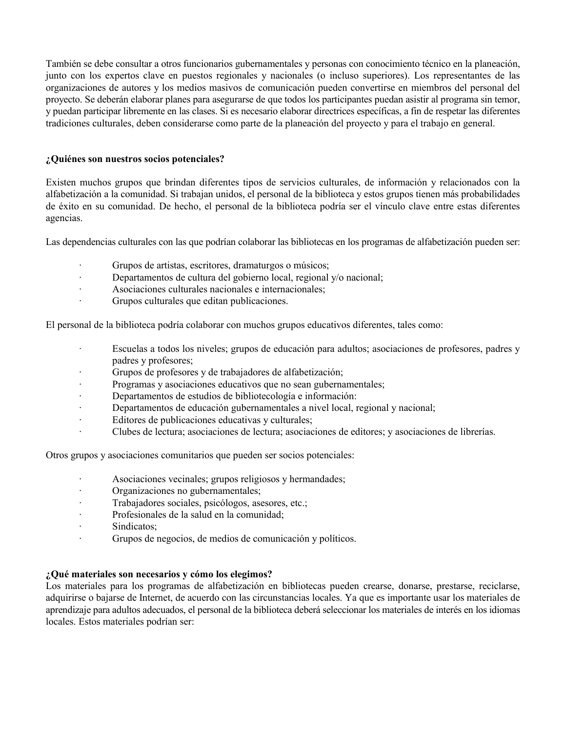También se debe consultar a otros funcionarios gubernamentales y personas con conocimiento técnico en la planeación, junto con los expertos clave en puestos regionales y nacionales (o incluso superiores). Los representantes de las organizaciones de autores y los medios masivos de comunicación pueden convertirse en miembros del personal del proyecto. Se deberán elaborar planes para asegurarse de que todos los participantes puedan asistir al programa sin temor, y puedan participar libremente en las clases. Si es necesario elaborar directrices específicas, a fin de respetar las diferentes tradiciones culturales, deben considerarse como parte de la planeación del proyecto y para el trabajo en general.

**¿Quiénes son nuestros socios potenciales?**

Existen muchos grupos que brindan diferentes tipos de servicios culturales, de información y relacionados con la alfabetización a la comunidad. Si trabajan unidos, el personal de la biblioteca y estos grupos tienen más probabilidades de éxito en su comunidad. De hecho, el personal de la biblioteca podría ser el vínculo clave entre estas diferentes agencias.

Las dependencias culturales con las que podrían colaborar las bibliotecas en los programas de alfabetización pueden ser:

- Grupos de artistas, escritores, dramaturgos o músicos;
- Departamentos de cultura del gobierno local, regional y/o nacional;
- Asociaciones culturales nacionales e internacionales;
- Grupos culturales que editan publicaciones.

El personal de la biblioteca podría colaborar con muchos grupos educativos diferentes, tales como:

- Escuelas a todos los niveles; grupos de educación para adultos; asociaciones de profesores, padres y padres y profesores;
- Grupos de profesores y de trabajadores de alfabetización;
- Programas y asociaciones educativos que no sean gubernamentales;
- Departamentos de estudios de bibliotecología e información:
- Departamentos de educación gubernamentales a nivel local, regional y nacional;
- Editores de publicaciones educativas y culturales;
- Clubes de lectura; asociaciones de lectura; asociaciones de editores; y asociaciones de librerías.

Otros grupos y asociaciones comunitarios que pueden ser socios potenciales:

- Asociaciones vecinales; grupos religiosos y hermandades;
- Organizaciones no gubernamentales;
- Trabajadores sociales, psicólogos, asesores, etc.;
- Profesionales de la salud en la comunidad;
- Sindicatos;
- Grupos de negocios, de medios de comunicación y políticos.

**¿Qué materiales son necesarios y cómo los elegimos?**

Los materiales para los programas de alfabetización en bibliotecas pueden crearse, donarse, prestarse, reciclarse, adquirirse o bajarse de Internet, de acuerdo con las circunstancias locales. Ya que es importante usar los materiales de aprendizaje para adultos adecuados, el personal de la biblioteca deberá seleccionar los materiales de interés en los idiomas locales. Estos materiales podrían ser: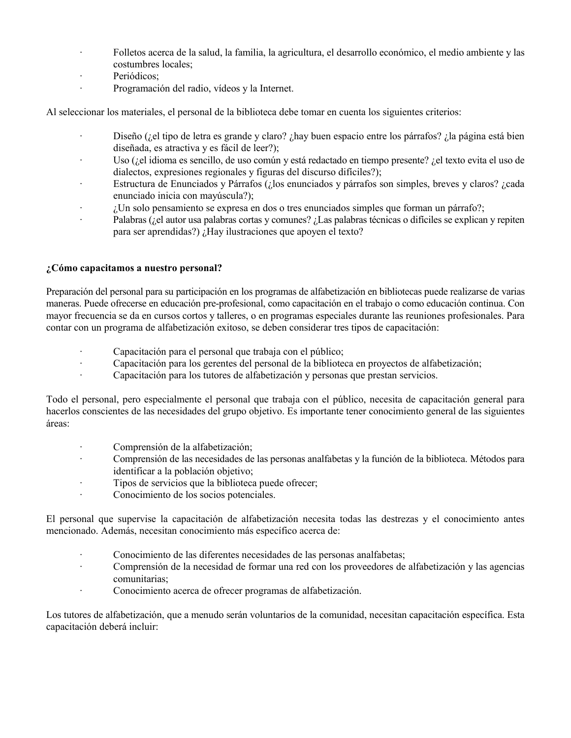- Folletos acerca de la salud, la familia, la agricultura, el desarrollo económico, el medio ambiente y las costumbres locales;
- Periódicos;
- Programación del radio, vídeos y la Internet.

Al seleccionar los materiales, el personal de la biblioteca debe tomar en cuenta los siguientes criterios:

- Diseño (¿el tipo de letra es grande y claro? ¿hay buen espacio entre los párrafos? ¿la página está bien diseñada, es atractiva y es fácil de leer?);
- Uso (¿el idioma es sencillo, de uso común y está redactado en tiempo presente? ¿el texto evita el uso de dialectos, expresiones regionales y figuras del discurso difíciles?);
- Estructura de Enunciados y Párrafos (¿los enunciados y párrafos son simples, breves y claros? ¿cada enunciado inicia con mayúscula?);
- ¿Un solo pensamiento se expresa en dos o tres enunciados simples que forman un párrafo?;
- Palabras (¿el autor usa palabras cortas y comunes? ¿Las palabras técnicas o difíciles se explican y repiten para ser aprendidas?) ¿Hay ilustraciones que apoyen el texto?

**¿Cómo capacitamos a nuestro personal?**

Preparación del personal para su participación en los programas de alfabetización en bibliotecas puede realizarse de varias maneras. Puede ofrecerse en educación pre-profesional, como capacitación en el trabajo o como educación continua. Con mayor frecuencia se da en cursos cortos y talleres, o en programas especiales durante las reuniones profesionales. Para contar con un programa de alfabetización exitoso, se deben considerar tres tipos de capacitación:

- Capacitación para el personal que trabaja con el público;
- Capacitación para los gerentes del personal de la biblioteca en proyectos de alfabetización;
- Capacitación para los tutores de alfabetización y personas que prestan servicios.

Todo el personal, pero especialmente el personal que trabaja con el público, necesita de capacitación general para hacerlos conscientes de las necesidades del grupo objetivo. Es importante tener conocimiento general de las siguientes áreas:

- Comprensión de la alfabetización;
- Comprensión de las necesidades de las personas analfabetas y la función de la biblioteca. Métodos para identificar a la población objetivo;
- Tipos de servicios que la biblioteca puede ofrecer;
- Conocimiento de los socios potenciales.

El personal que supervise la capacitación de alfabetización necesita todas las destrezas y el conocimiento antes mencionado. Además, necesitan conocimiento más específico acerca de:

- Conocimiento de las diferentes necesidades de las personas analfabetas;
- Comprensión de la necesidad de formar una red con los proveedores de alfabetización y las agencias comunitarias;
- Conocimiento acerca de ofrecer programas de alfabetización.

Los tutores de alfabetización, que a menudo serán voluntarios de la comunidad, necesitan capacitación específica. Esta capacitación deberá incluir: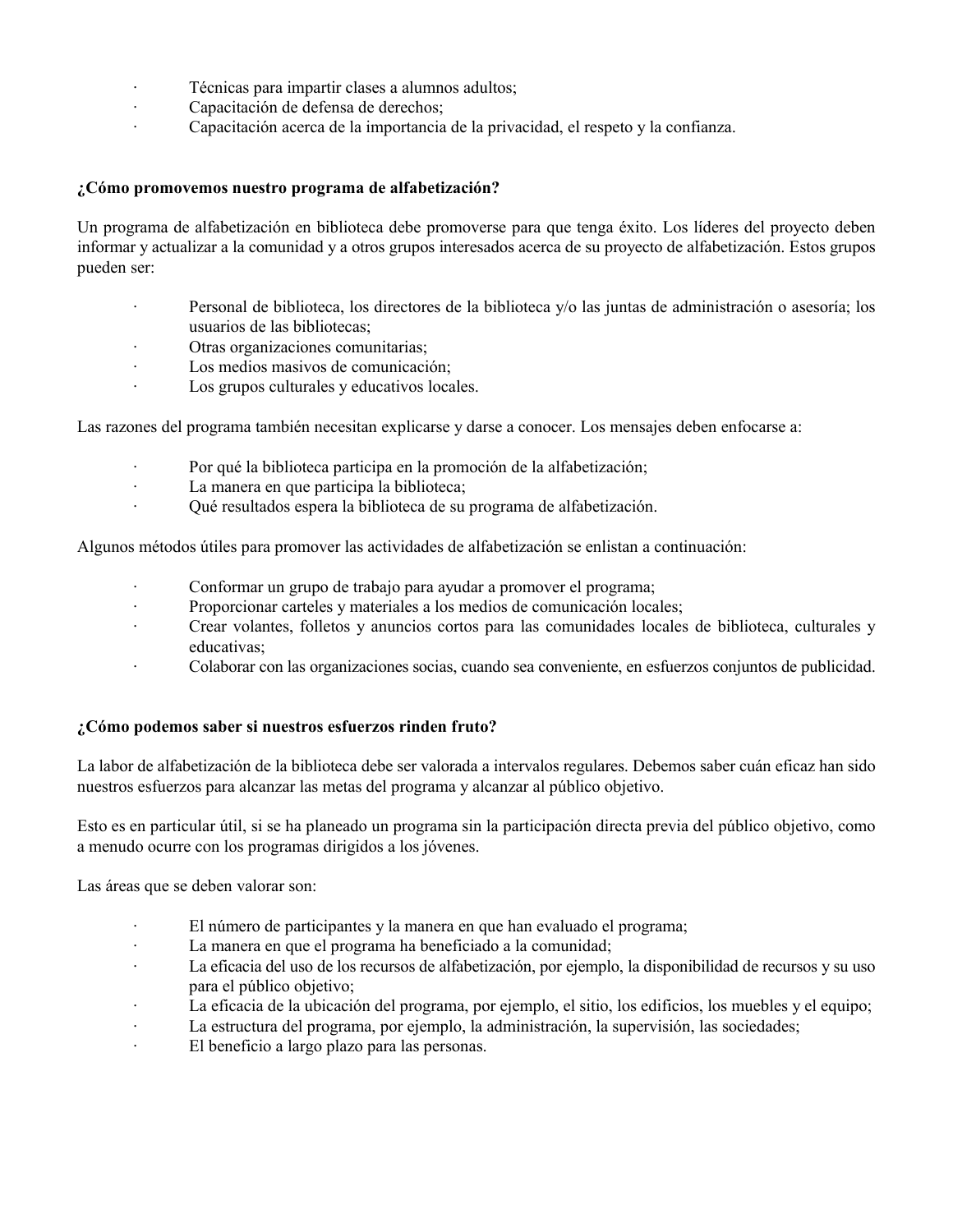- Técnicas para impartir clases a alumnos adultos;
- Capacitación de defensa de derechos;
- Capacitación acerca de la importancia de la privacidad, el respeto y la confianza.

**¿Cómo promovemos nuestro programa de alfabetización?**

Un programa de alfabetización en biblioteca debe promoverse para que tenga éxito. Los líderes del proyecto deben informar y actualizar a la comunidad y a otros grupos interesados acerca de su proyecto de alfabetización. Estos grupos pueden ser:

- Personal de biblioteca, los directores de la biblioteca y/o las juntas de administración o asesoría; los usuarios de las bibliotecas;
- Otras organizaciones comunitarias;
- Los medios masivos de comunicación;
- Los grupos culturales y educativos locales.

Las razones del programa también necesitan explicarse y darse a conocer. Los mensajes deben enfocarse a:

- Por qué la biblioteca participa en la promoción de la alfabetización;
- La manera en que participa la biblioteca;
- Qué resultados espera la biblioteca de su programa de alfabetización.

Algunos métodos útiles para promover las actividades de alfabetización se enlistan a continuación:

- Conformar un grupo de trabajo para ayudar a promover el programa;
- Proporcionar carteles y materiales a los medios de comunicación locales;
- Crear volantes, folletos y anuncios cortos para las comunidades locales de biblioteca, culturales y educativas;
- Colaborar con las organizaciones socias, cuando sea conveniente, en esfuerzos conjuntos de publicidad.

**¿Cómo podemos saber si nuestros esfuerzos rinden fruto?**

La labor de alfabetización de la biblioteca debe ser valorada a intervalos regulares. Debemos saber cuán eficaz han sido nuestros esfuerzos para alcanzar las metas del programa y alcanzar al público objetivo.

Esto es en particular útil, si se ha planeado un programa sin la participación directa previa del público objetivo, como a menudo ocurre con los programas dirigidos a los jóvenes.

Las áreas que se deben valorar son:

- El número de participantes y la manera en que han evaluado el programa;
- La manera en que el programa ha beneficiado a la comunidad;
- La eficacia del uso de los recursos de alfabetización, por ejemplo, la disponibilidad de recursos y su uso para el público objetivo;
- La eficacia de la ubicación del programa, por ejemplo, el sitio, los edificios, los muebles y el equipo;
- La estructura del programa, por ejemplo, la administración, la supervisión, las sociedades;
- El beneficio a largo plazo para las personas.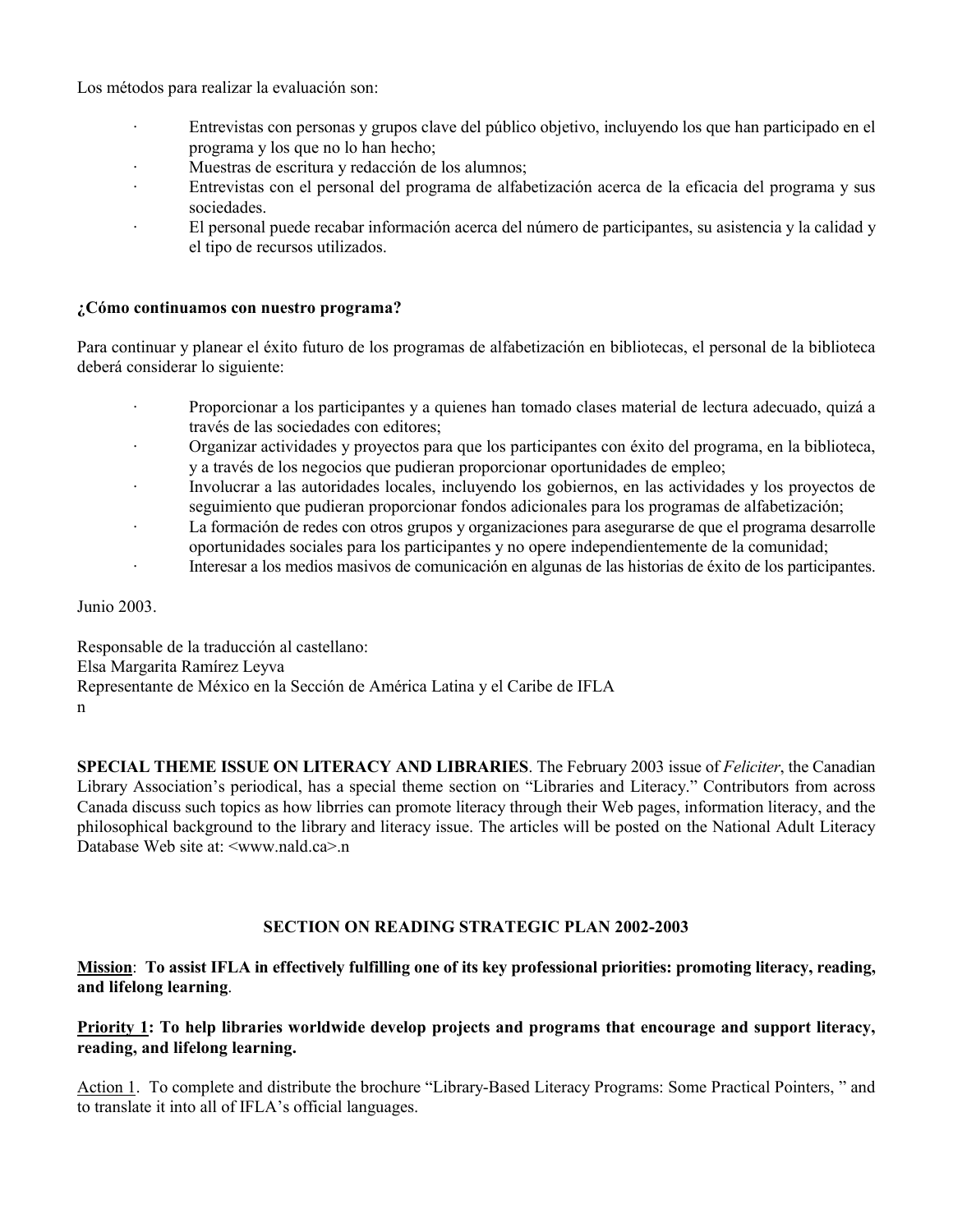Los métodos para realizar la evaluación son:

- Entrevistas con personas y grupos clave del público objetivo, incluyendo los que han participado en el programa y los que no lo han hecho;
- Muestras de escritura y redacción de los alumnos;
- Entrevistas con el personal del programa de alfabetización acerca de la eficacia del programa y sus sociedades.
- El personal puede recabar información acerca del número de participantes, su asistencia y la calidad y el tipo de recursos utilizados.

**¿Cómo continuamos con nuestro programa?**

Para continuar y planear el éxito futuro de los programas de alfabetización en bibliotecas, el personal de la biblioteca deberá considerar lo siguiente:

- Proporcionar a los participantes y a quienes han tomado clases material de lectura adecuado, quizá a través de las sociedades con editores;
- Organizar actividades y proyectos para que los participantes con éxito del programa, en la biblioteca, y a través de los negocios que pudieran proporcionar oportunidades de empleo;
- Involucrar a las autoridades locales, incluyendo los gobiernos, en las actividades y los proyectos de seguimiento que pudieran proporcionar fondos adicionales para los programas de alfabetización;
- La formación de redes con otros grupos y organizaciones para asegurarse de que el programa desarrolle oportunidades sociales para los participantes y no opere independientemente de la comunidad;
- Interesar a los medios masivos de comunicación en algunas de las historias de éxito de los participantes.

Junio 2003.

Responsable de la traducción al castellano:
Elsa Margarita Ramírez Leyva
Representante de México en la Sección de América Latina y el Caribe de IFLA
n

**SPECIAL THEME ISSUE ON LITERACY AND LIBRARIES**. The February 2003 issue of *Feliciter*, the Canadian Library Association's periodical, has a special theme section on "Libraries and Literacy." Contributors from across Canada discuss such topics as how librries can promote literacy through their Web pages, information literacy, and the philosophical background to the library and literacy issue. The articles will be posted on the National Adult Literacy Database Web site at: <www.nald.ca>.n

## SECTION ON READING STRATEGIC PLAN 2002-2003

**<u>Mission</u>: To assist IFLA in effectively fulfilling one of its key professional priorities: promoting literacy, reading, and lifelong learning**.

**<u>Priority 1</u>: To help libraries worldwide develop projects and programs that encourage and support literacy, reading, and lifelong learning.**

<u>Action 1</u>. To complete and distribute the brochure "Library-Based Literacy Programs: Some Practical Pointers, " and to translate it into all of IFLA's official languages.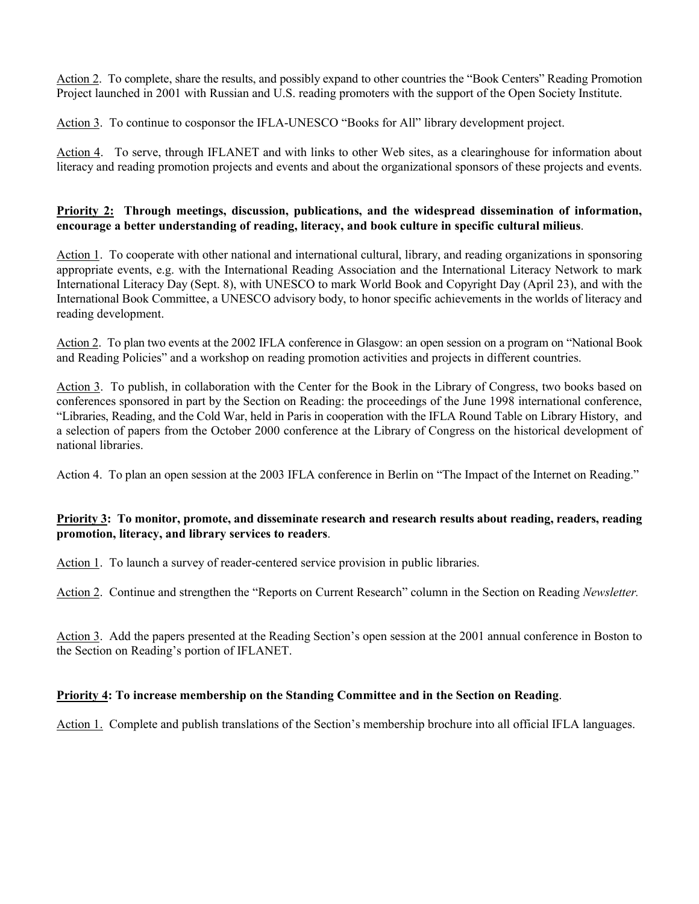Action 2. To complete, share the results, and possibly expand to other countries the "Book Centers" Reading Promotion Project launched in 2001 with Russian and U.S. reading promoters with the support of the Open Society Institute.

Action 3. To continue to cosponsor the IFLA-UNESCO "Books for All" library development project.

Action 4. To serve, through IFLANET and with links to other Web sites, as a clearinghouse for information about literacy and reading promotion projects and events and about the organizational sponsors of these projects and events.

**Priority 2: Through meetings, discussion, publications, and the widespread dissemination of information, encourage a better understanding of reading, literacy, and book culture in specific cultural milieus**.

Action 1. To cooperate with other national and international cultural, library, and reading organizations in sponsoring appropriate events, e.g. with the International Reading Association and the International Literacy Network to mark International Literacy Day (Sept. 8), with UNESCO to mark World Book and Copyright Day (April 23), and with the International Book Committee, a UNESCO advisory body, to honor specific achievements in the worlds of literacy and reading development.

Action 2. To plan two events at the 2002 IFLA conference in Glasgow: an open session on a program on "National Book and Reading Policies" and a workshop on reading promotion activities and projects in different countries.

Action 3. To publish, in collaboration with the Center for the Book in the Library of Congress, two books based on conferences sponsored in part by the Section on Reading: the proceedings of the June 1998 international conference, "Libraries, Reading, and the Cold War, held in Paris in cooperation with the IFLA Round Table on Library History, and a selection of papers from the October 2000 conference at the Library of Congress on the historical development of national libraries.

Action 4. To plan an open session at the 2003 IFLA conference in Berlin on "The Impact of the Internet on Reading."

**Priority 3: To monitor, promote, and disseminate research and research results about reading, readers, reading promotion, literacy, and library services to readers**.

Action 1. To launch a survey of reader-centered service provision in public libraries.

Action 2. Continue and strengthen the "Reports on Current Research" column in the Section on Reading *Newsletter.*

Action 3. Add the papers presented at the Reading Section's open session at the 2001 annual conference in Boston to the Section on Reading's portion of IFLANET.

**Priority 4: To increase membership on the Standing Committee and in the Section on Reading**.

Action 1. Complete and publish translations of the Section's membership brochure into all official IFLA languages.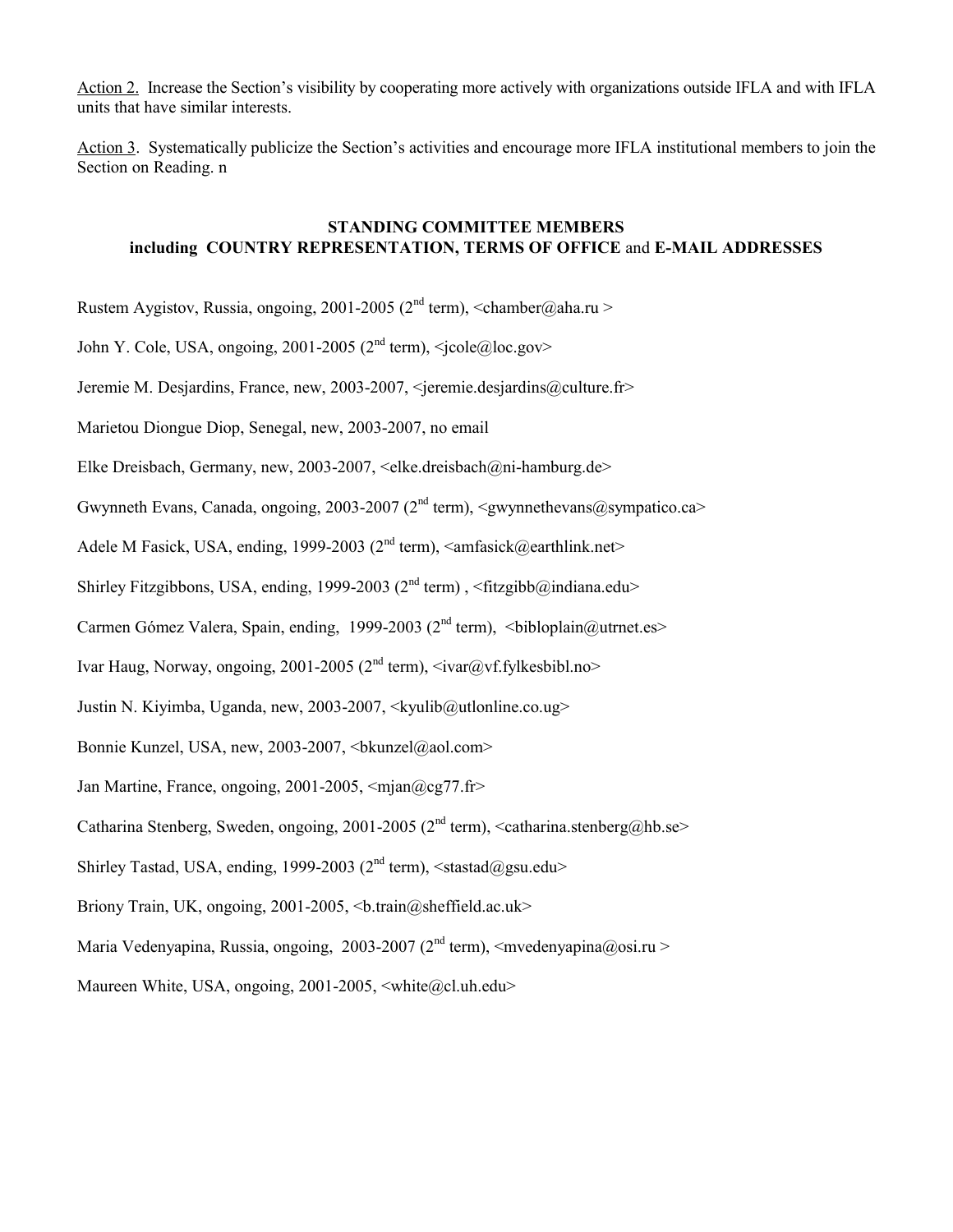Action 2. Increase the Section's visibility by cooperating more actively with organizations outside IFLA and with IFLA units that have similar interests.

Action 3. Systematically publicize the Section's activities and encourage more IFLA institutional members to join the Section on Reading. n

## STANDING COMMITTEE MEMBERS including COUNTRY REPRESENTATION, TERMS OF OFFICE and E-MAIL ADDRESSES

Rustem Aygistov, Russia, ongoing, 2001-2005 (2nd term), <chamber@aha.ru >

John Y. Cole, USA, ongoing, 2001-2005 (2nd term), <jcole@loc.gov>

Jeremie M. Desjardins, France, new, 2003-2007, <jeremie.desjardins@culture.fr>

Marietou Diongue Diop, Senegal, new, 2003-2007, no email

Elke Dreisbach, Germany, new, 2003-2007, <elke.dreisbach@ni-hamburg.de>

Gwynneth Evans, Canada, ongoing, 2003-2007 (2nd term), <gwynnethevans@sympatico.ca>

Adele M Fasick, USA, ending, 1999-2003 (2nd term), <amfasick@earthlink.net>

Shirley Fitzgibbons, USA, ending, 1999-2003 (2nd term) , <fitzgibb@indiana.edu>

Carmen Gómez Valera, Spain, ending, 1999-2003 (2nd term), <bibloplain@utrnet.es>

Ivar Haug, Norway, ongoing, 2001-2005 (2nd term), <ivar@vf.fylkesbibl.no>

Justin N. Kiyimba, Uganda, new, 2003-2007, <kyulib@utlonline.co.ug>

Bonnie Kunzel, USA, new, 2003-2007, <bkunzel@aol.com>

Jan Martine, France, ongoing, 2001-2005, <mjan@cg77.fr>

Catharina Stenberg, Sweden, ongoing, 2001-2005 (2nd term), <catharina.stenberg@hb.se>

Shirley Tastad, USA, ending, 1999-2003 (2nd term), <stastad@gsu.edu>

Briony Train, UK, ongoing, 2001-2005, <b.train@sheffield.ac.uk>

Maria Vedenyapina, Russia, ongoing, 2003-2007 (2nd term), <mvedenyapina@osi.ru >

Maureen White, USA, ongoing, 2001-2005, <white@cl.uh.edu>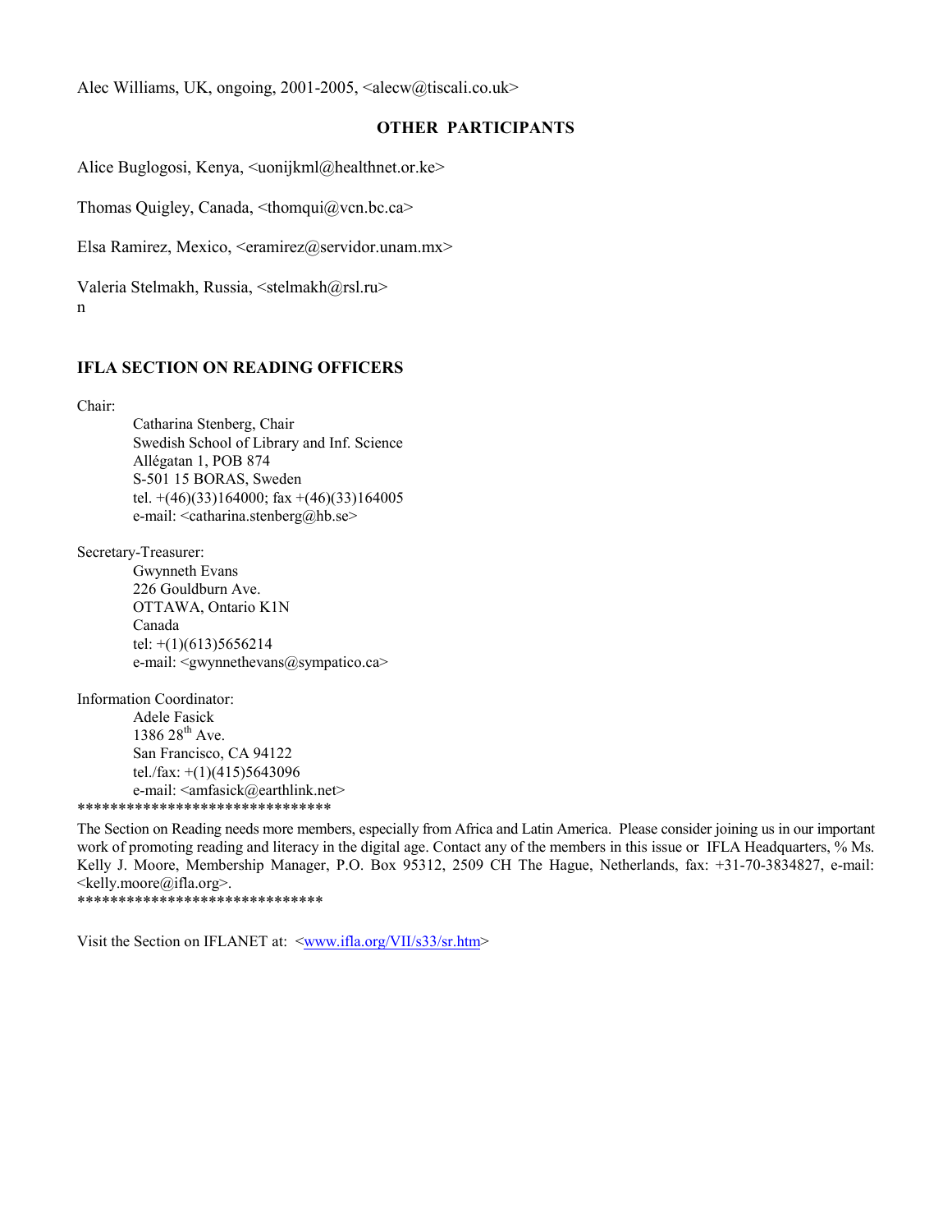Alec Williams, UK, ongoing, 2001-2005, <alecw@tiscali.co.uk>

**OTHER PARTICIPANTS**

Alice Buglogosi, Kenya, <uonijkml@healthnet.or.ke>

Thomas Quigley, Canada, <thomqui@vcn.bc.ca>

Elsa Ramirez, Mexico, <eramirez@servidor.unam.mx>

Valeria Stelmakh, Russia, <stelmakh@rsl.ru>
n

## IFLA SECTION ON READING OFFICERS

Chair:

Catharina Stenberg, Chair
Swedish School of Library and Inf. Science
Allégatan 1, POB 874
S-501 15 BORAS, Sweden
tel. +(46)(33)164000; fax +(46)(33)164005
e-mail: <catharina.stenberg@hb.se>

Secretary-Treasurer:

Gwynneth Evans
226 Gouldburn Ave.
OTTAWA, Ontario K1N
Canada
tel: +(1)(613)5656214
e-mail: <gwynnethevans@sympatico.ca>

Information Coordinator:

Adele Fasick
1386 28th Ave.
San Francisco, CA 94122
tel./fax: +(1)(415)5643096
e-mail: <amfasick@earthlink.net>

*******************************

The Section on Reading needs more members, especially from Africa and Latin America. Please consider joining us in our important work of promoting reading and literacy in the digital age. Contact any of the members in this issue or IFLA Headquarters, % Ms. Kelly J. Moore, Membership Manager, P.O. Box 95312, 2509 CH The Hague, Netherlands, fax: +31-70-3834827, e-mail: <kelly.moore@ifla.org>.

******************************

Visit the Section on IFLANET at: <www.ifla.org/VII/s33/sr.htm>